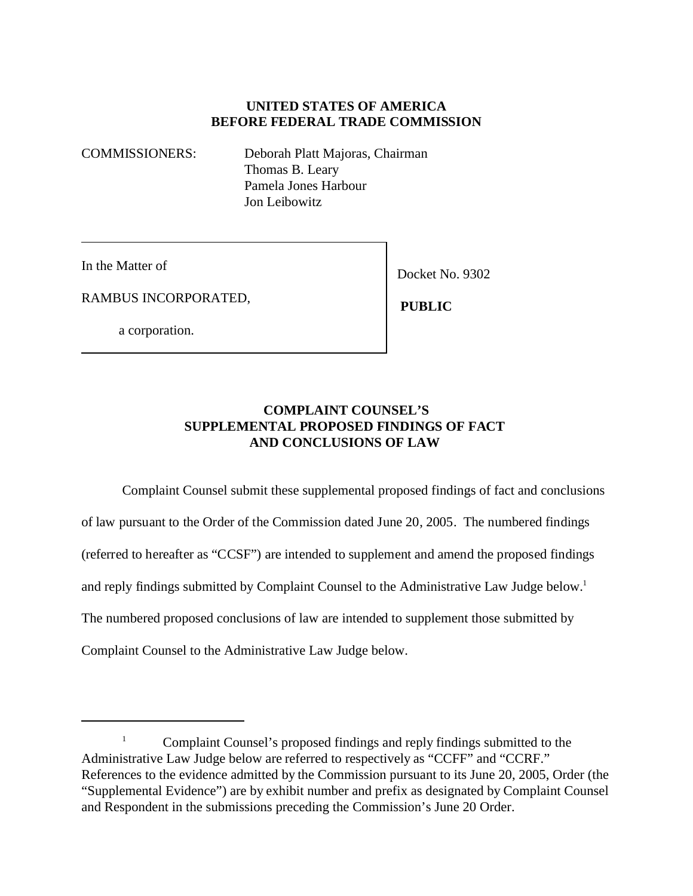**UNITED STATES OF AMERICA**
**BEFORE FEDERAL TRADE COMMISSION**

COMMISSIONERS: Deborah Platt Majoras, Chairman
Thomas B. Leary
Pamela Jones Harbour
Jon Leibowitz

| | |
|---|---|
| In the Matter of<br><br>RAMBUS INCORPORATED,<br><br>a corporation. | Docket No. 9302<br><br>**PUBLIC** |

**COMPLAINT COUNSEL'S**
**SUPPLEMENTAL PROPOSED FINDINGS OF FACT**
**AND CONCLUSIONS OF LAW**

Complaint Counsel submit these supplemental proposed findings of fact and conclusions of law pursuant to the Order of the Commission dated June 20, 2005. The numbered findings (referred to hereafter as "CCSF") are intended to supplement and amend the proposed findings and reply findings submitted by Complaint Counsel to the Administrative Law Judge below.[1] The numbered proposed conclusions of law are intended to supplement those submitted by Complaint Counsel to the Administrative Law Judge below.

---

[1] Complaint Counsel's proposed findings and reply findings submitted to the Administrative Law Judge below are referred to respectively as "CCFF" and "CCRF." References to the evidence admitted by the Commission pursuant to its June 20, 2005, Order (the "Supplemental Evidence") are by exhibit number and prefix as designated by Complaint Counsel and Respondent in the submissions preceding the Commission's June 20 Order.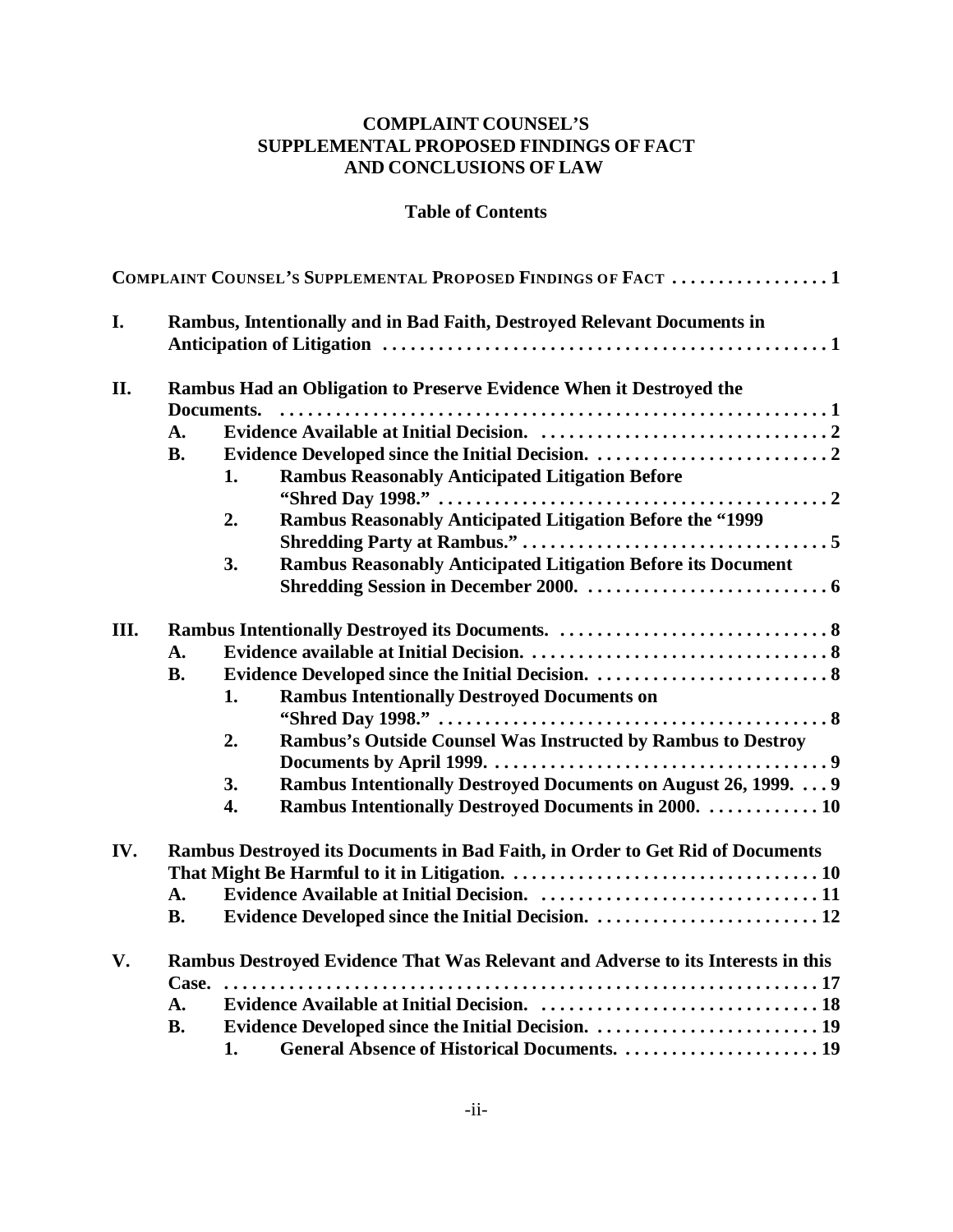# COMPLAINT COUNSEL'S SUPPLEMENTAL PROPOSED FINDINGS OF FACT AND CONCLUSIONS OF LAW

## Table of Contents

**COMPLAINT COUNSEL'S SUPPLEMENTAL PROPOSED FINDINGS OF FACT . . . . . . . . . . . . . . . . . 1**

**I. Rambus, Intentionally and in Bad Faith, Destroyed Relevant Documents in Anticipation of Litigation . . . . . . . . . . . . . . . . . . . . . . . . . . . . . . . . . . . . . . . . . . . . . . . . 1**

**II. Rambus Had an Obligation to Preserve Evidence When it Destroyed the Documents. . . . . . . . . . . . . . . . . . . . . . . . . . . . . . . . . . . . . . . . . . . . . . . . . . . . . . . . . . . . . 1**

- **A. Evidence Available at Initial Decision. . . . . . . . . . . . . . . . . . . . . . . . . . . . . . . . 2**
- **B. Evidence Developed since the Initial Decision. . . . . . . . . . . . . . . . . . . . . . . . . . 2**
  - **1. Rambus Reasonably Anticipated Litigation Before "Shred Day 1998." . . . . . . . . . . . . . . . . . . . . . . . . . . . . . . . . . . . . . . . . . 2**
  - **2. Rambus Reasonably Anticipated Litigation Before the "1999 Shredding Party at Rambus." . . . . . . . . . . . . . . . . . . . . . . . . . . . . . . . . 5**
  - **3. Rambus Reasonably Anticipated Litigation Before its Document Shredding Session in December 2000. . . . . . . . . . . . . . . . . . . . . . . . . . 6**

**III. Rambus Intentionally Destroyed its Documents. . . . . . . . . . . . . . . . . . . . . . . . . . . . . 8**

- **A. Evidence available at Initial Decision. . . . . . . . . . . . . . . . . . . . . . . . . . . . . . . . 8**
- **B. Evidence Developed since the Initial Decision. . . . . . . . . . . . . . . . . . . . . . . . . . 8**
  - **1. Rambus Intentionally Destroyed Documents on "Shred Day 1998." . . . . . . . . . . . . . . . . . . . . . . . . . . . . . . . . . . . . . . . . . 8**
  - **2. Rambus's Outside Counsel Was Instructed by Rambus to Destroy Documents by April 1999. . . . . . . . . . . . . . . . . . . . . . . . . . . . . . . . . . . . 9**
  - **3. Rambus Intentionally Destroyed Documents on August 26, 1999. . . . 9**
  - **4. Rambus Intentionally Destroyed Documents in 2000. . . . . . . . . . . . 10**

**IV. Rambus Destroyed its Documents in Bad Faith, in Order to Get Rid of Documents That Might Be Harmful to it in Litigation. . . . . . . . . . . . . . . . . . . . . . . . . . . . . . . . . 10**

- **A. Evidence Available at Initial Decision. . . . . . . . . . . . . . . . . . . . . . . . . . . . . . 11**
- **B. Evidence Developed since the Initial Decision. . . . . . . . . . . . . . . . . . . . . . . . 12**

**V. Rambus Destroyed Evidence That Was Relevant and Adverse to its Interests in this Case. . . . . . . . . . . . . . . . . . . . . . . . . . . . . . . . . . . . . . . . . . . . . . . . . . . . . . . . . . . . . . . . . 17**

- **A. Evidence Available at Initial Decision. . . . . . . . . . . . . . . . . . . . . . . . . . . . . . 18**
- **B. Evidence Developed since the Initial Decision. . . . . . . . . . . . . . . . . . . . . . . . 19**
  - **1. General Absence of Historical Documents. . . . . . . . . . . . . . . . . . . . . 19**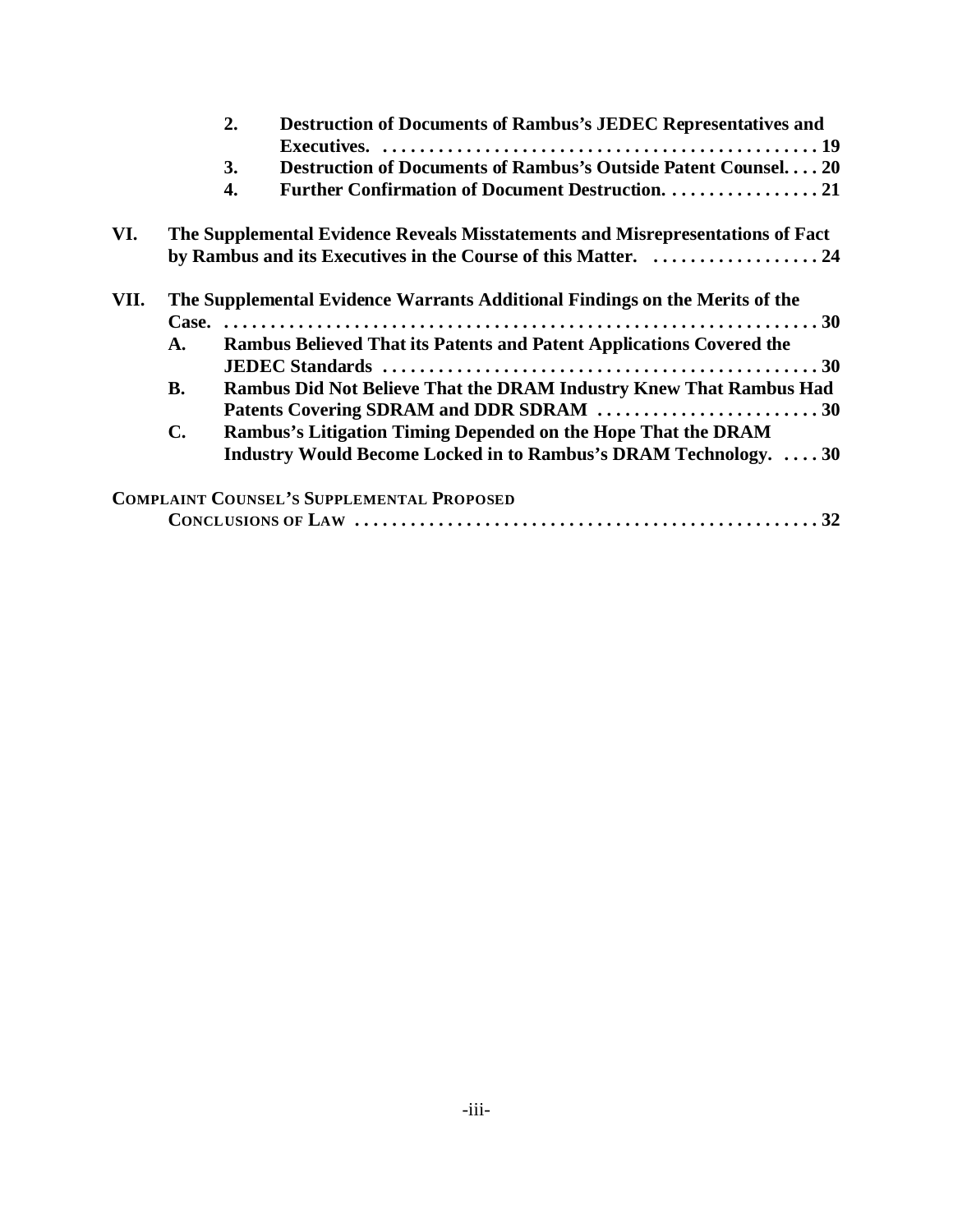2. **Destruction of Documents of Rambus's JEDEC Representatives and Executives. . . . . . . . . . . . . . . . . . . . . . . . . . . . . . . . . . . . . . . . . . . . . . . 19**

3. **Destruction of Documents of Rambus's Outside Patent Counsel. . . . 20**

4. **Further Confirmation of Document Destruction. . . . . . . . . . . . . . . . . 21**

**VI. The Supplemental Evidence Reveals Misstatements and Misrepresentations of Fact by Rambus and its Executives in the Course of this Matter. . . . . . . . . . . . . . . . . . 24**

**VII. The Supplemental Evidence Warrants Additional Findings on the Merits of the Case. . . . . . . . . . . . . . . . . . . . . . . . . . . . . . . . . . . . . . . . . . . . . . . . . . . . . . . . . . . . . . . 30**

- **A. Rambus Believed That its Patents and Patent Applications Covered the JEDEC Standards . . . . . . . . . . . . . . . . . . . . . . . . . . . . . . . . . . . . . . . . . . . . . . 30**
- **B. Rambus Did Not Believe That the DRAM Industry Knew That Rambus Had Patents Covering SDRAM and DDR SDRAM . . . . . . . . . . . . . . . . . . . . . . . . 30**
- **C. Rambus's Litigation Timing Depended on the Hope That the DRAM Industry Would Become Locked in to Rambus's DRAM Technology. . . . . 30**

**COMPLAINT COUNSEL'S SUPPLEMENTAL PROPOSED CONCLUSIONS OF LAW . . . . . . . . . . . . . . . . . . . . . . . . . . . . . . . . . . . . . . . . . . . . . . . . . 32**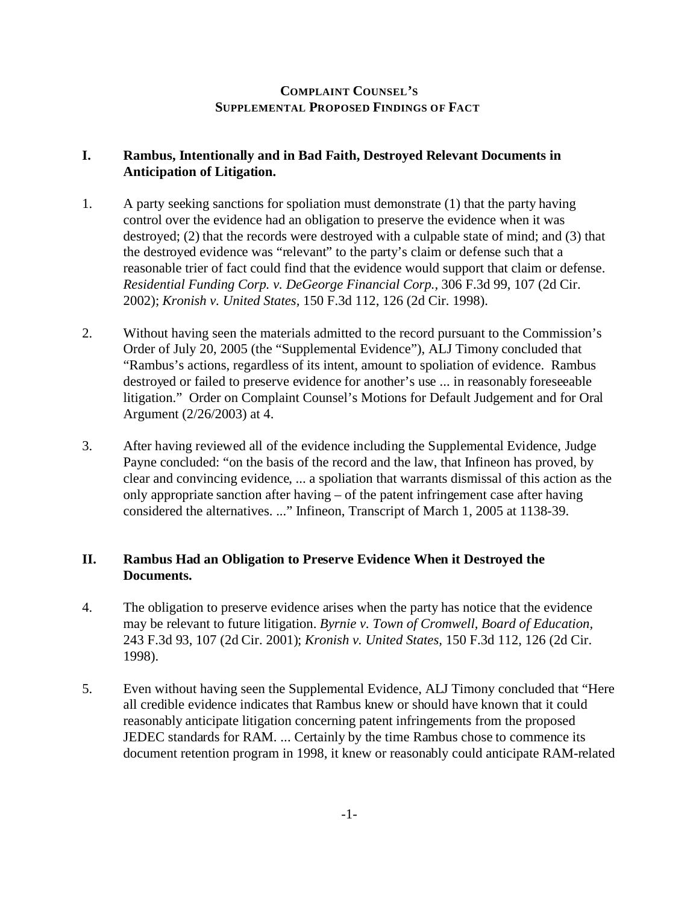**Complaint Counsel's**
**Supplemental Proposed Findings of Fact**

## I. Rambus, Intentionally and in Bad Faith, Destroyed Relevant Documents in Anticipation of Litigation.

1. A party seeking sanctions for spoliation must demonstrate (1) that the party having control over the evidence had an obligation to preserve the evidence when it was destroyed; (2) that the records were destroyed with a culpable state of mind; and (3) that the destroyed evidence was "relevant" to the party's claim or defense such that a reasonable trier of fact could find that the evidence would support that claim or defense. *Residential Funding Corp. v. DeGeorge Financial Corp.*, 306 F.3d 99, 107 (2d Cir. 2002); *Kronish v. United States,* 150 F.3d 112, 126 (2d Cir. 1998).

2. Without having seen the materials admitted to the record pursuant to the Commission's Order of July 20, 2005 (the "Supplemental Evidence"), ALJ Timony concluded that "Rambus's actions, regardless of its intent, amount to spoliation of evidence. Rambus destroyed or failed to preserve evidence for another's use ... in reasonably foreseeable litigation." Order on Complaint Counsel's Motions for Default Judgement and for Oral Argument (2/26/2003) at 4.

3. After having reviewed all of the evidence including the Supplemental Evidence, Judge Payne concluded: "on the basis of the record and the law, that Infineon has proved, by clear and convincing evidence, ... a spoliation that warrants dismissal of this action as the only appropriate sanction after having – of the patent infringement case after having considered the alternatives. ..." Infineon, Transcript of March 1, 2005 at 1138-39.

## II. Rambus Had an Obligation to Preserve Evidence When it Destroyed the Documents.

4. The obligation to preserve evidence arises when the party has notice that the evidence may be relevant to future litigation. *Byrnie v. Town of Cromwell, Board of Education*, 243 F.3d 93, 107 (2d Cir. 2001); *Kronish v. United States,* 150 F.3d 112, 126 (2d Cir. 1998).

5. Even without having seen the Supplemental Evidence, ALJ Timony concluded that "Here all credible evidence indicates that Rambus knew or should have known that it could reasonably anticipate litigation concerning patent infringements from the proposed JEDEC standards for RAM. ... Certainly by the time Rambus chose to commence its document retention program in 1998, it knew or reasonably could anticipate RAM-related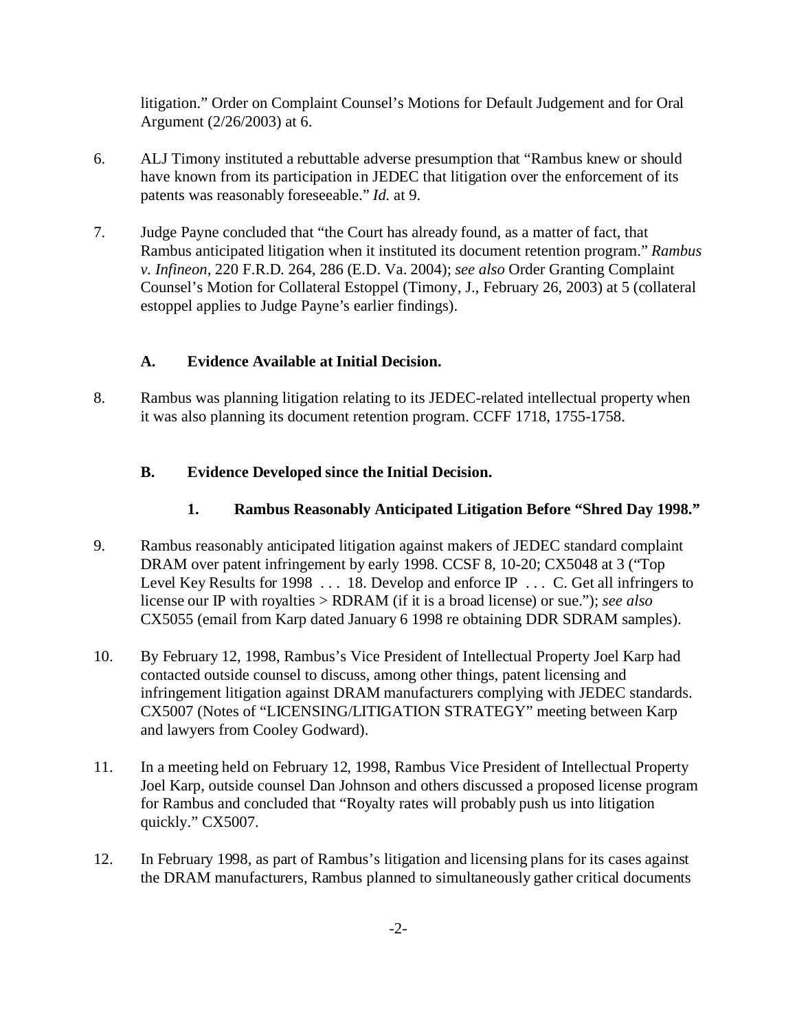litigation." Order on Complaint Counsel's Motions for Default Judgement and for Oral Argument (2/26/2003) at 6.

6. ALJ Timony instituted a rebuttable adverse presumption that "Rambus knew or should have known from its participation in JEDEC that litigation over the enforcement of its patents was reasonably foreseeable." *Id.* at 9.

7. Judge Payne concluded that "the Court has already found, as a matter of fact, that Rambus anticipated litigation when it instituted its document retention program." *Rambus v. Infineon*, 220 F.R.D. 264, 286 (E.D. Va. 2004); *see also* Order Granting Complaint Counsel's Motion for Collateral Estoppel (Timony, J., February 26, 2003) at 5 (collateral estoppel applies to Judge Payne's earlier findings).

### A. Evidence Available at Initial Decision.

8. Rambus was planning litigation relating to its JEDEC-related intellectual property when it was also planning its document retention program. CCFF 1718, 1755-1758.

### B. Evidence Developed since the Initial Decision.

#### 1. Rambus Reasonably Anticipated Litigation Before "Shred Day 1998."

9. Rambus reasonably anticipated litigation against makers of JEDEC standard complaint DRAM over patent infringement by early 1998. CCSF 8, 10-20; CX5048 at 3 ("Top Level Key Results for 1998 . . . 18. Develop and enforce IP . . . C. Get all infringers to license our IP with royalties > RDRAM (if it is a broad license) or sue."); *see also* CX5055 (email from Karp dated January 6 1998 re obtaining DDR SDRAM samples).

10. By February 12, 1998, Rambus's Vice President of Intellectual Property Joel Karp had contacted outside counsel to discuss, among other things, patent licensing and infringement litigation against DRAM manufacturers complying with JEDEC standards. CX5007 (Notes of "LICENSING/LITIGATION STRATEGY" meeting between Karp and lawyers from Cooley Godward).

11. In a meeting held on February 12, 1998, Rambus Vice President of Intellectual Property Joel Karp, outside counsel Dan Johnson and others discussed a proposed license program for Rambus and concluded that "Royalty rates will probably push us into litigation quickly." CX5007.

12. In February 1998, as part of Rambus's litigation and licensing plans for its cases against the DRAM manufacturers, Rambus planned to simultaneously gather critical documents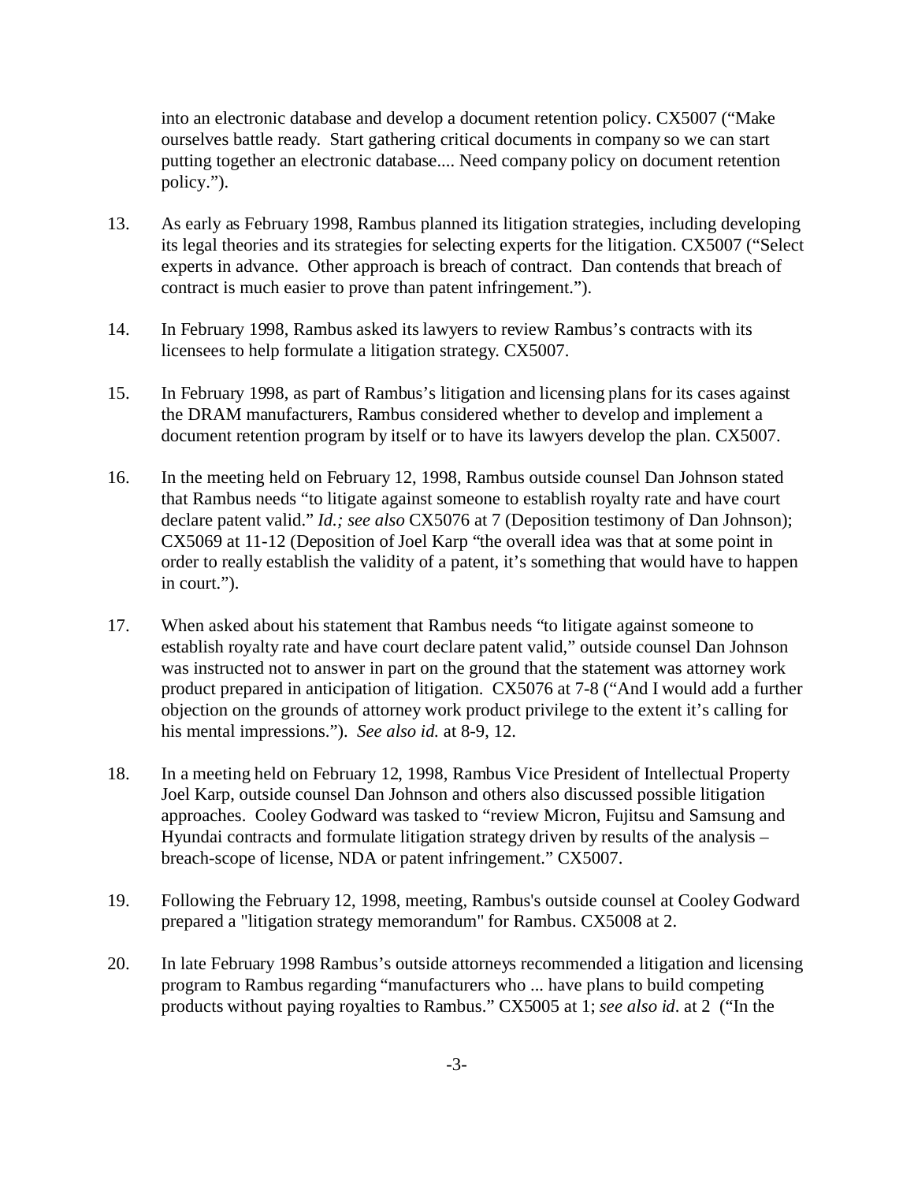into an electronic database and develop a document retention policy. CX5007 ("Make ourselves battle ready. Start gathering critical documents in company so we can start putting together an electronic database.... Need company policy on document retention policy.").

13. As early as February 1998, Rambus planned its litigation strategies, including developing its legal theories and its strategies for selecting experts for the litigation. CX5007 ("Select experts in advance. Other approach is breach of contract. Dan contends that breach of contract is much easier to prove than patent infringement.").

14. In February 1998, Rambus asked its lawyers to review Rambus's contracts with its licensees to help formulate a litigation strategy. CX5007.

15. In February 1998, as part of Rambus's litigation and licensing plans for its cases against the DRAM manufacturers, Rambus considered whether to develop and implement a document retention program by itself or to have its lawyers develop the plan. CX5007.

16. In the meeting held on February 12, 1998, Rambus outside counsel Dan Johnson stated that Rambus needs "to litigate against someone to establish royalty rate and have court declare patent valid." *Id.; see also* CX5076 at 7 (Deposition testimony of Dan Johnson); CX5069 at 11-12 (Deposition of Joel Karp "the overall idea was that at some point in order to really establish the validity of a patent, it's something that would have to happen in court.").

17. When asked about his statement that Rambus needs "to litigate against someone to establish royalty rate and have court declare patent valid," outside counsel Dan Johnson was instructed not to answer in part on the ground that the statement was attorney work product prepared in anticipation of litigation. CX5076 at 7-8 ("And I would add a further objection on the grounds of attorney work product privilege to the extent it's calling for his mental impressions."). *See also id.* at 8-9, 12.

18. In a meeting held on February 12, 1998, Rambus Vice President of Intellectual Property Joel Karp, outside counsel Dan Johnson and others also discussed possible litigation approaches. Cooley Godward was tasked to "review Micron, Fujitsu and Samsung and Hyundai contracts and formulate litigation strategy driven by results of the analysis – breach-scope of license, NDA or patent infringement." CX5007.

19. Following the February 12, 1998, meeting, Rambus's outside counsel at Cooley Godward prepared a "litigation strategy memorandum" for Rambus. CX5008 at 2.

20. In late February 1998 Rambus's outside attorneys recommended a litigation and licensing program to Rambus regarding "manufacturers who ... have plans to build competing products without paying royalties to Rambus." CX5005 at 1; *see also id.* at 2 ("In the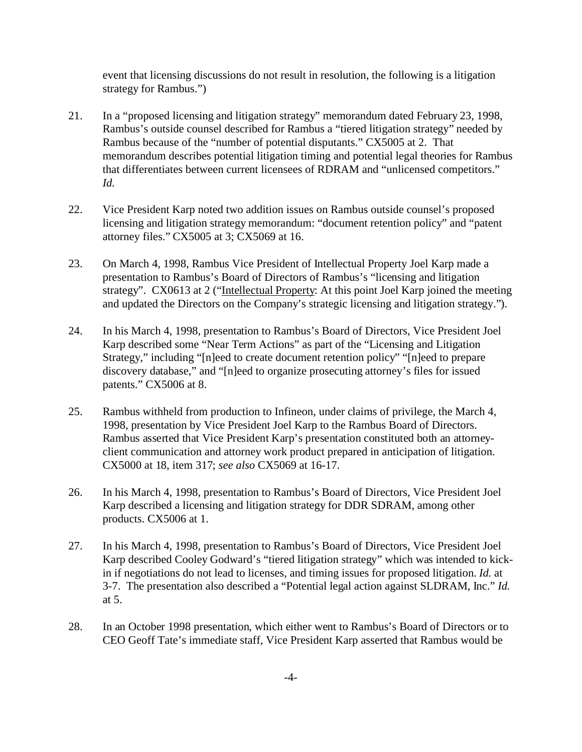event that licensing discussions do not result in resolution, the following is a litigation strategy for Rambus.")

21. In a "proposed licensing and litigation strategy" memorandum dated February 23, 1998, Rambus's outside counsel described for Rambus a "tiered litigation strategy" needed by Rambus because of the "number of potential disputants." CX5005 at 2. That memorandum describes potential litigation timing and potential legal theories for Rambus that differentiates between current licensees of RDRAM and "unlicensed competitors." *Id.*

22. Vice President Karp noted two addition issues on Rambus outside counsel's proposed licensing and litigation strategy memorandum: "document retention policy" and "patent attorney files." CX5005 at 3; CX5069 at 16.

23. On March 4, 1998, Rambus Vice President of Intellectual Property Joel Karp made a presentation to Rambus's Board of Directors of Rambus's "licensing and litigation strategy". CX0613 at 2 ("Intellectual Property: At this point Joel Karp joined the meeting and updated the Directors on the Company's strategic licensing and litigation strategy.").

24. In his March 4, 1998, presentation to Rambus's Board of Directors, Vice President Joel Karp described some "Near Term Actions" as part of the "Licensing and Litigation Strategy," including "[n]eed to create document retention policy" "[n]eed to prepare discovery database," and "[n]eed to organize prosecuting attorney's files for issued patents." CX5006 at 8.

25. Rambus withheld from production to Infineon, under claims of privilege, the March 4, 1998, presentation by Vice President Joel Karp to the Rambus Board of Directors. Rambus asserted that Vice President Karp's presentation constituted both an attorney-client communication and attorney work product prepared in anticipation of litigation. CX5000 at 18, item 317; *see also* CX5069 at 16-17.

26. In his March 4, 1998, presentation to Rambus's Board of Directors, Vice President Joel Karp described a licensing and litigation strategy for DDR SDRAM, among other products. CX5006 at 1.

27. In his March 4, 1998, presentation to Rambus's Board of Directors, Vice President Joel Karp described Cooley Godward's "tiered litigation strategy" which was intended to kick-in if negotiations do not lead to licenses, and timing issues for proposed litigation. *Id.* at 3-7. The presentation also described a "Potential legal action against SLDRAM, Inc." *Id.* at 5.

28. In an October 1998 presentation, which either went to Rambus's Board of Directors or to CEO Geoff Tate's immediate staff, Vice President Karp asserted that Rambus would be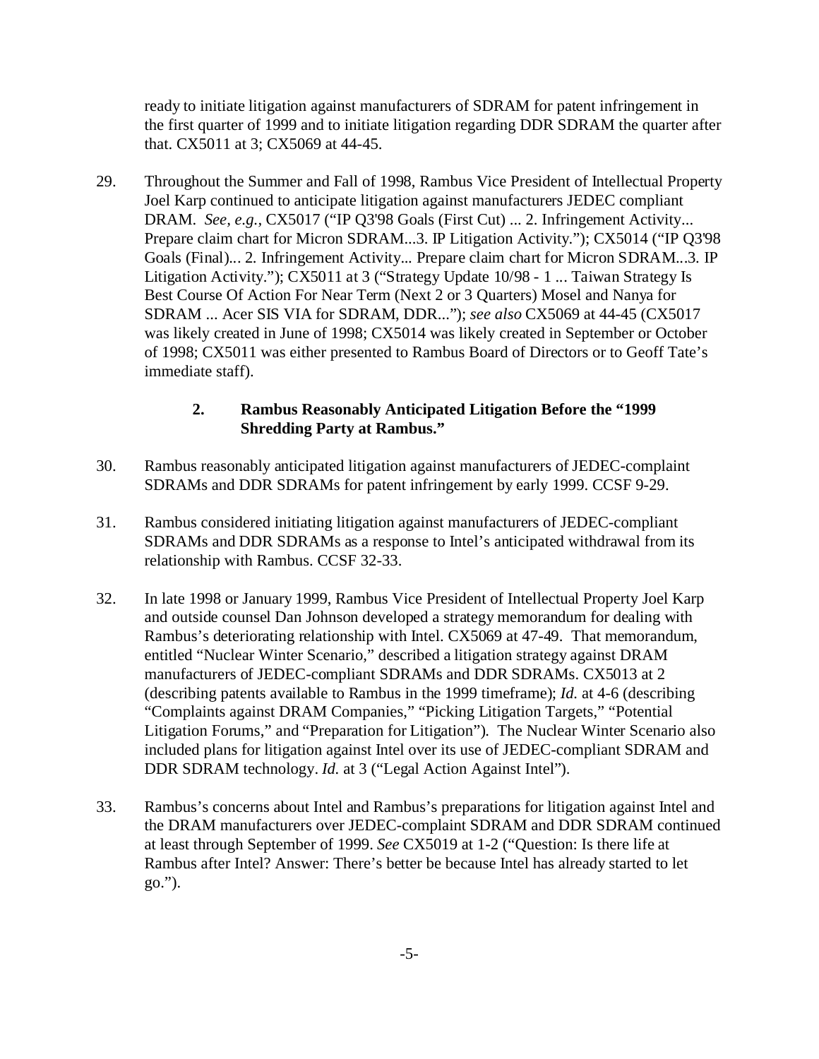ready to initiate litigation against manufacturers of SDRAM for patent infringement in the first quarter of 1999 and to initiate litigation regarding DDR SDRAM the quarter after that. CX5011 at 3; CX5069 at 44-45.

29. Throughout the Summer and Fall of 1998, Rambus Vice President of Intellectual Property Joel Karp continued to anticipate litigation against manufacturers JEDEC compliant DRAM. *See, e.g.*, CX5017 ("IP Q3'98 Goals (First Cut) ... 2. Infringement Activity... Prepare claim chart for Micron SDRAM...3. IP Litigation Activity."); CX5014 ("IP Q3'98 Goals (Final)... 2. Infringement Activity... Prepare claim chart for Micron SDRAM...3. IP Litigation Activity."); CX5011 at 3 ("Strategy Update 10/98 - 1 ... Taiwan Strategy Is Best Course Of Action For Near Term (Next 2 or 3 Quarters) Mosel and Nanya for SDRAM ... Acer SIS VIA for SDRAM, DDR..."); *see also* CX5069 at 44-45 (CX5017 was likely created in June of 1998; CX5014 was likely created in September or October of 1998; CX5011 was either presented to Rambus Board of Directors or to Geoff Tate's immediate staff).

### 2. Rambus Reasonably Anticipated Litigation Before the "1999 Shredding Party at Rambus."

30. Rambus reasonably anticipated litigation against manufacturers of JEDEC-complaint SDRAMs and DDR SDRAMs for patent infringement by early 1999. CCSF 9-29.

31. Rambus considered initiating litigation against manufacturers of JEDEC-compliant SDRAMs and DDR SDRAMs as a response to Intel's anticipated withdrawal from its relationship with Rambus. CCSF 32-33.

32. In late 1998 or January 1999, Rambus Vice President of Intellectual Property Joel Karp and outside counsel Dan Johnson developed a strategy memorandum for dealing with Rambus's deteriorating relationship with Intel. CX5069 at 47-49. That memorandum, entitled "Nuclear Winter Scenario," described a litigation strategy against DRAM manufacturers of JEDEC-compliant SDRAMs and DDR SDRAMs. CX5013 at 2 (describing patents available to Rambus in the 1999 timeframe); *Id.* at 4-6 (describing "Complaints against DRAM Companies," "Picking Litigation Targets," "Potential Litigation Forums," and "Preparation for Litigation"). The Nuclear Winter Scenario also included plans for litigation against Intel over its use of JEDEC-compliant SDRAM and DDR SDRAM technology. *Id.* at 3 ("Legal Action Against Intel").

33. Rambus's concerns about Intel and Rambus's preparations for litigation against Intel and the DRAM manufacturers over JEDEC-complaint SDRAM and DDR SDRAM continued at least through September of 1999. *See* CX5019 at 1-2 ("Question: Is there life at Rambus after Intel? Answer: There's better be because Intel has already started to let go.").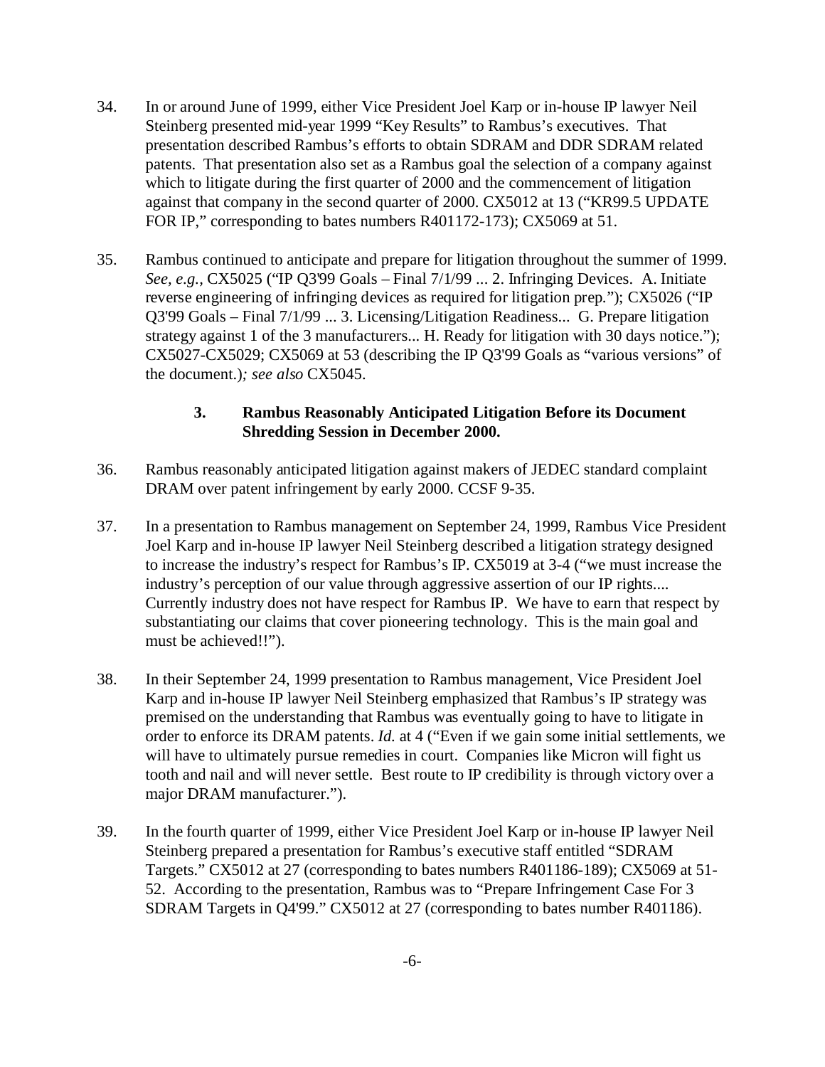34. In or around June of 1999, either Vice President Joel Karp or in-house IP lawyer Neil Steinberg presented mid-year 1999 "Key Results" to Rambus's executives. That presentation described Rambus's efforts to obtain SDRAM and DDR SDRAM related patents. That presentation also set as a Rambus goal the selection of a company against which to litigate during the first quarter of 2000 and the commencement of litigation against that company in the second quarter of 2000. CX5012 at 13 ("KR99.5 UPDATE FOR IP," corresponding to bates numbers R401172-173); CX5069 at 51.

35. Rambus continued to anticipate and prepare for litigation throughout the summer of 1999. *See, e.g.,* CX5025 ("IP Q3'99 Goals – Final 7/1/99 ... 2. Infringing Devices. A. Initiate reverse engineering of infringing devices as required for litigation prep."); CX5026 ("IP Q3'99 Goals – Final 7/1/99 ... 3. Licensing/Litigation Readiness... G. Prepare litigation strategy against 1 of the 3 manufacturers... H. Ready for litigation with 30 days notice."); CX5027-CX5029; CX5069 at 53 (describing the IP Q3'99 Goals as "various versions" of the document.)*; see also* CX5045.

### 3. Rambus Reasonably Anticipated Litigation Before its Document Shredding Session in December 2000.

36. Rambus reasonably anticipated litigation against makers of JEDEC standard complaint DRAM over patent infringement by early 2000. CCSF 9-35.

37. In a presentation to Rambus management on September 24, 1999, Rambus Vice President Joel Karp and in-house IP lawyer Neil Steinberg described a litigation strategy designed to increase the industry's respect for Rambus's IP. CX5019 at 3-4 ("we must increase the industry's perception of our value through aggressive assertion of our IP rights.... Currently industry does not have respect for Rambus IP. We have to earn that respect by substantiating our claims that cover pioneering technology. This is the main goal and must be achieved!!").

38. In their September 24, 1999 presentation to Rambus management, Vice President Joel Karp and in-house IP lawyer Neil Steinberg emphasized that Rambus's IP strategy was premised on the understanding that Rambus was eventually going to have to litigate in order to enforce its DRAM patents. *Id.* at 4 ("Even if we gain some initial settlements, we will have to ultimately pursue remedies in court. Companies like Micron will fight us tooth and nail and will never settle. Best route to IP credibility is through victory over a major DRAM manufacturer.").

39. In the fourth quarter of 1999, either Vice President Joel Karp or in-house IP lawyer Neil Steinberg prepared a presentation for Rambus's executive staff entitled "SDRAM Targets." CX5012 at 27 (corresponding to bates numbers R401186-189); CX5069 at 51-52. According to the presentation, Rambus was to "Prepare Infringement Case For 3 SDRAM Targets in Q4'99." CX5012 at 27 (corresponding to bates number R401186).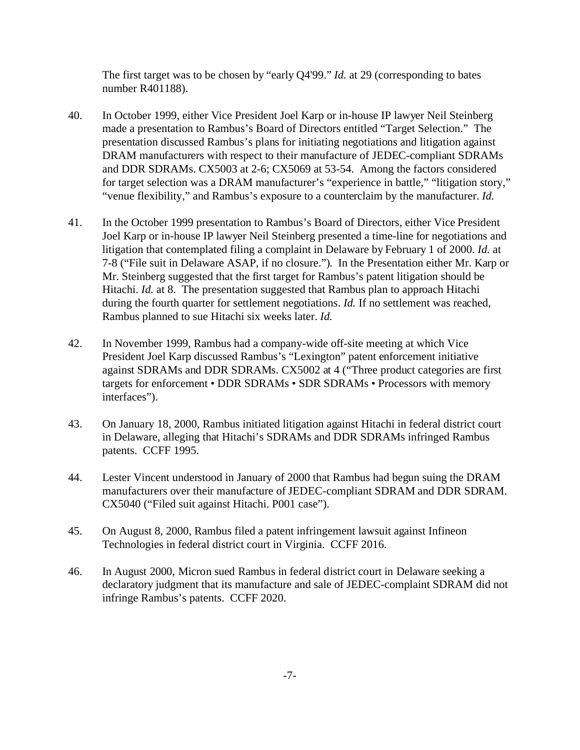The first target was to be chosen by "early Q4'99." *Id.* at 29 (corresponding to bates number R401188).

40. In October 1999, either Vice President Joel Karp or in-house IP lawyer Neil Steinberg made a presentation to Rambus's Board of Directors entitled "Target Selection." The presentation discussed Rambus's plans for initiating negotiations and litigation against DRAM manufacturers with respect to their manufacture of JEDEC-compliant SDRAMs and DDR SDRAMs. CX5003 at 2-6; CX5069 at 53-54. Among the factors considered for target selection was a DRAM manufacturer's "experience in battle," "litigation story," "venue flexibility," and Rambus's exposure to a counterclaim by the manufacturer. *Id.*

41. In the October 1999 presentation to Rambus's Board of Directors, either Vice President Joel Karp or in-house IP lawyer Neil Steinberg presented a time-line for negotiations and litigation that contemplated filing a complaint in Delaware by February 1 of 2000. *Id.* at 7-8 ("File suit in Delaware ASAP, if no closure."). In the Presentation either Mr. Karp or Mr. Steinberg suggested that the first target for Rambus's patent litigation should be Hitachi. *Id.* at 8. The presentation suggested that Rambus plan to approach Hitachi during the fourth quarter for settlement negotiations. *Id.* If no settlement was reached, Rambus planned to sue Hitachi six weeks later. *Id.*

42. In November 1999, Rambus had a company-wide off-site meeting at which Vice President Joel Karp discussed Rambus's "Lexington" patent enforcement initiative against SDRAMs and DDR SDRAMs. CX5002 at 4 ("Three product categories are first targets for enforcement • DDR SDRAMs • SDR SDRAMs • Processors with memory interfaces").

43. On January 18, 2000, Rambus initiated litigation against Hitachi in federal district court in Delaware, alleging that Hitachi's SDRAMs and DDR SDRAMs infringed Rambus patents. CCFF 1995.

44. Lester Vincent understood in January of 2000 that Rambus had begun suing the DRAM manufacturers over their manufacture of JEDEC-compliant SDRAM and DDR SDRAM. CX5040 ("Filed suit against Hitachi. P001 case").

45. On August 8, 2000, Rambus filed a patent infringement lawsuit against Infineon Technologies in federal district court in Virginia. CCFF 2016.

46. In August 2000, Micron sued Rambus in federal district court in Delaware seeking a declaratory judgment that its manufacture and sale of JEDEC-complaint SDRAM did not infringe Rambus's patents. CCFF 2020.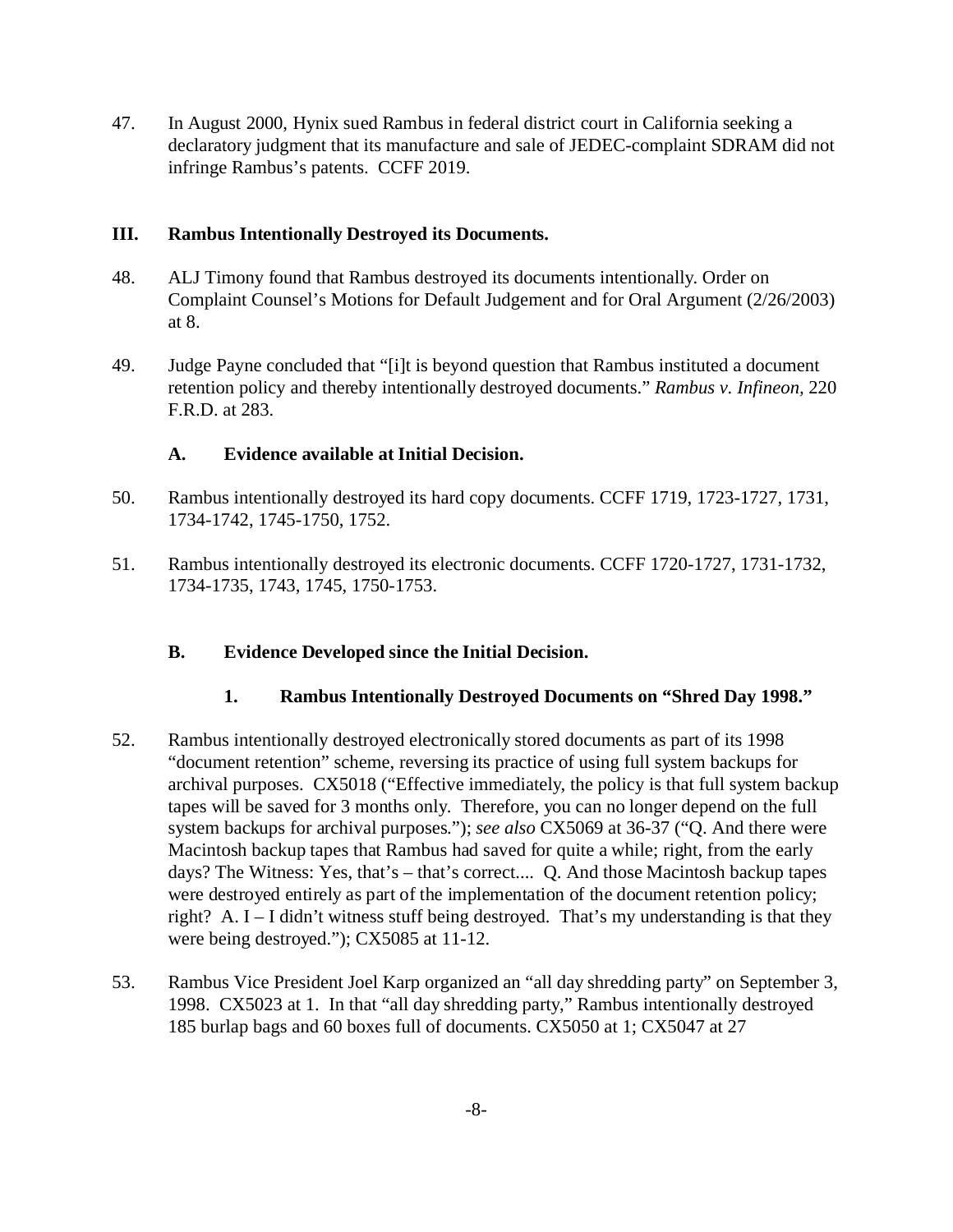47. In August 2000, Hynix sued Rambus in federal district court in California seeking a declaratory judgment that its manufacture and sale of JEDEC-complaint SDRAM did not infringe Rambus's patents. CCFF 2019.

## III. Rambus Intentionally Destroyed its Documents.

48. ALJ Timony found that Rambus destroyed its documents intentionally. Order on Complaint Counsel's Motions for Default Judgement and for Oral Argument (2/26/2003) at 8.

49. Judge Payne concluded that "[i]t is beyond question that Rambus instituted a document retention policy and thereby intentionally destroyed documents." *Rambus v. Infineon,* 220 F.R.D. at 283.

### A. Evidence available at Initial Decision.

50. Rambus intentionally destroyed its hard copy documents. CCFF 1719, 1723-1727, 1731, 1734-1742, 1745-1750, 1752.

51. Rambus intentionally destroyed its electronic documents. CCFF 1720-1727, 1731-1732, 1734-1735, 1743, 1745, 1750-1753.

### B. Evidence Developed since the Initial Decision.

#### 1. Rambus Intentionally Destroyed Documents on "Shred Day 1998."

52. Rambus intentionally destroyed electronically stored documents as part of its 1998 "document retention" scheme, reversing its practice of using full system backups for archival purposes. CX5018 ("Effective immediately, the policy is that full system backup tapes will be saved for 3 months only. Therefore, you can no longer depend on the full system backups for archival purposes."); *see also* CX5069 at 36-37 ("Q. And there were Macintosh backup tapes that Rambus had saved for quite a while; right, from the early days? The Witness: Yes, that's – that's correct.... Q. And those Macintosh backup tapes were destroyed entirely as part of the implementation of the document retention policy; right? A. I – I didn't witness stuff being destroyed. That's my understanding is that they were being destroyed."); CX5085 at 11-12.

53. Rambus Vice President Joel Karp organized an "all day shredding party" on September 3, 1998. CX5023 at 1. In that "all day shredding party," Rambus intentionally destroyed 185 burlap bags and 60 boxes full of documents. CX5050 at 1; CX5047 at 27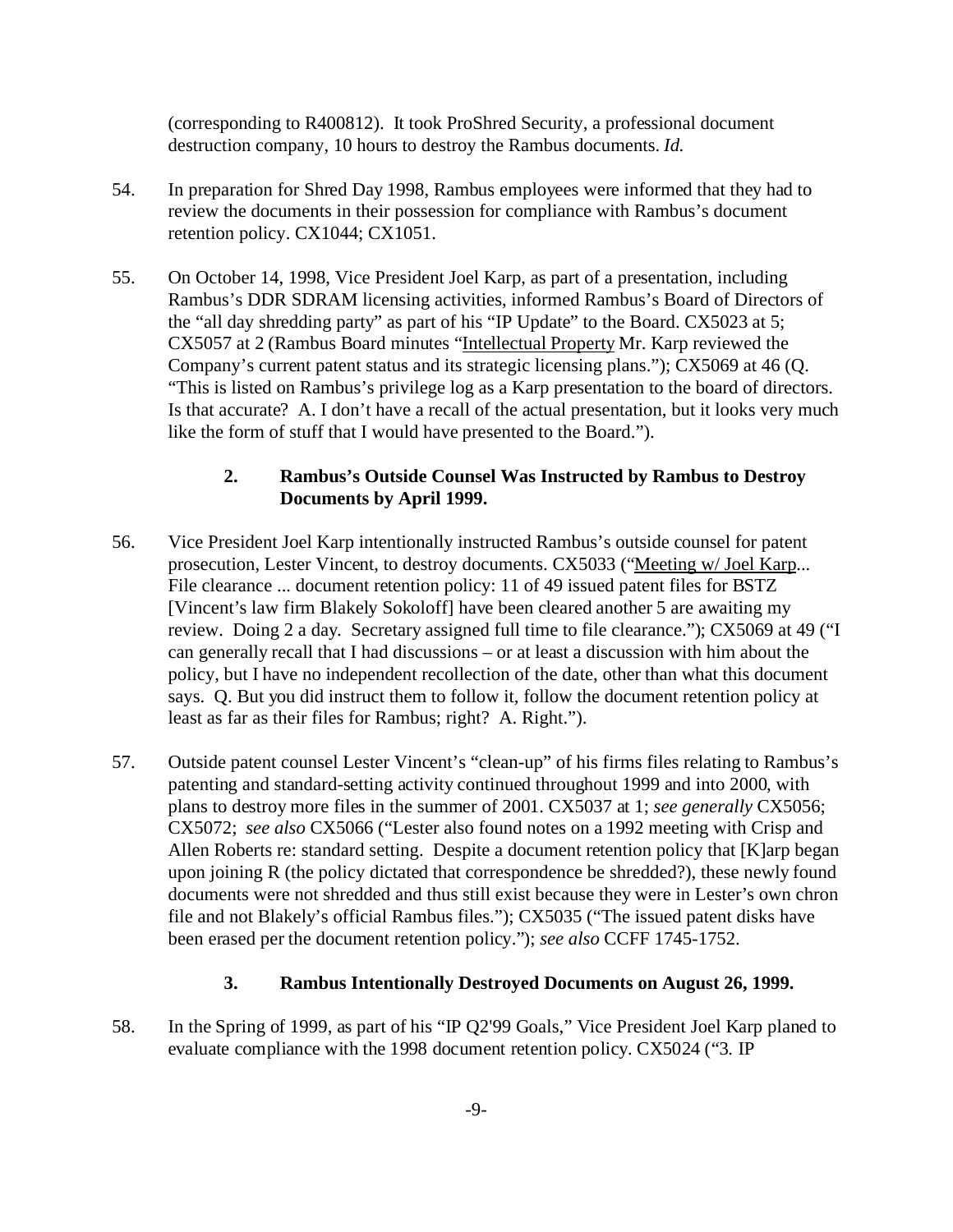(corresponding to R400812). It took ProShred Security, a professional document destruction company, 10 hours to destroy the Rambus documents. *Id.*

54. In preparation for Shred Day 1998, Rambus employees were informed that they had to review the documents in their possession for compliance with Rambus's document retention policy. CX1044; CX1051.

55. On October 14, 1998, Vice President Joel Karp, as part of a presentation, including Rambus's DDR SDRAM licensing activities, informed Rambus's Board of Directors of the "all day shredding party" as part of his "IP Update" to the Board. CX5023 at 5; CX5057 at 2 (Rambus Board minutes "Intellectual Property Mr. Karp reviewed the Company's current patent status and its strategic licensing plans."); CX5069 at 46 (Q. "This is listed on Rambus's privilege log as a Karp presentation to the board of directors. Is that accurate? A. I don't have a recall of the actual presentation, but it looks very much like the form of stuff that I would have presented to the Board.").

### 2. Rambus's Outside Counsel Was Instructed by Rambus to Destroy Documents by April 1999.

56. Vice President Joel Karp intentionally instructed Rambus's outside counsel for patent prosecution, Lester Vincent, to destroy documents. CX5033 ("Meeting w/ Joel Karp... File clearance ... document retention policy: 11 of 49 issued patent files for BSTZ [Vincent's law firm Blakely Sokoloff] have been cleared another 5 are awaiting my review. Doing 2 a day. Secretary assigned full time to file clearance."); CX5069 at 49 ("I can generally recall that I had discussions – or at least a discussion with him about the policy, but I have no independent recollection of the date, other than what this document says. Q. But you did instruct them to follow it, follow the document retention policy at least as far as their files for Rambus; right? A. Right.").

57. Outside patent counsel Lester Vincent's "clean-up" of his firms files relating to Rambus's patenting and standard-setting activity continued throughout 1999 and into 2000, with plans to destroy more files in the summer of 2001. CX5037 at 1; *see generally* CX5056; CX5072; *see also* CX5066 ("Lester also found notes on a 1992 meeting with Crisp and Allen Roberts re: standard setting. Despite a document retention policy that [K]arp began upon joining R (the policy dictated that correspondence be shredded?), these newly found documents were not shredded and thus still exist because they were in Lester's own chron file and not Blakely's official Rambus files."); CX5035 ("The issued patent disks have been erased per the document retention policy."); *see also* CCFF 1745-1752.

### 3. Rambus Intentionally Destroyed Documents on August 26, 1999.

58. In the Spring of 1999, as part of his "IP Q2'99 Goals," Vice President Joel Karp planed to evaluate compliance with the 1998 document retention policy. CX5024 ("3. IP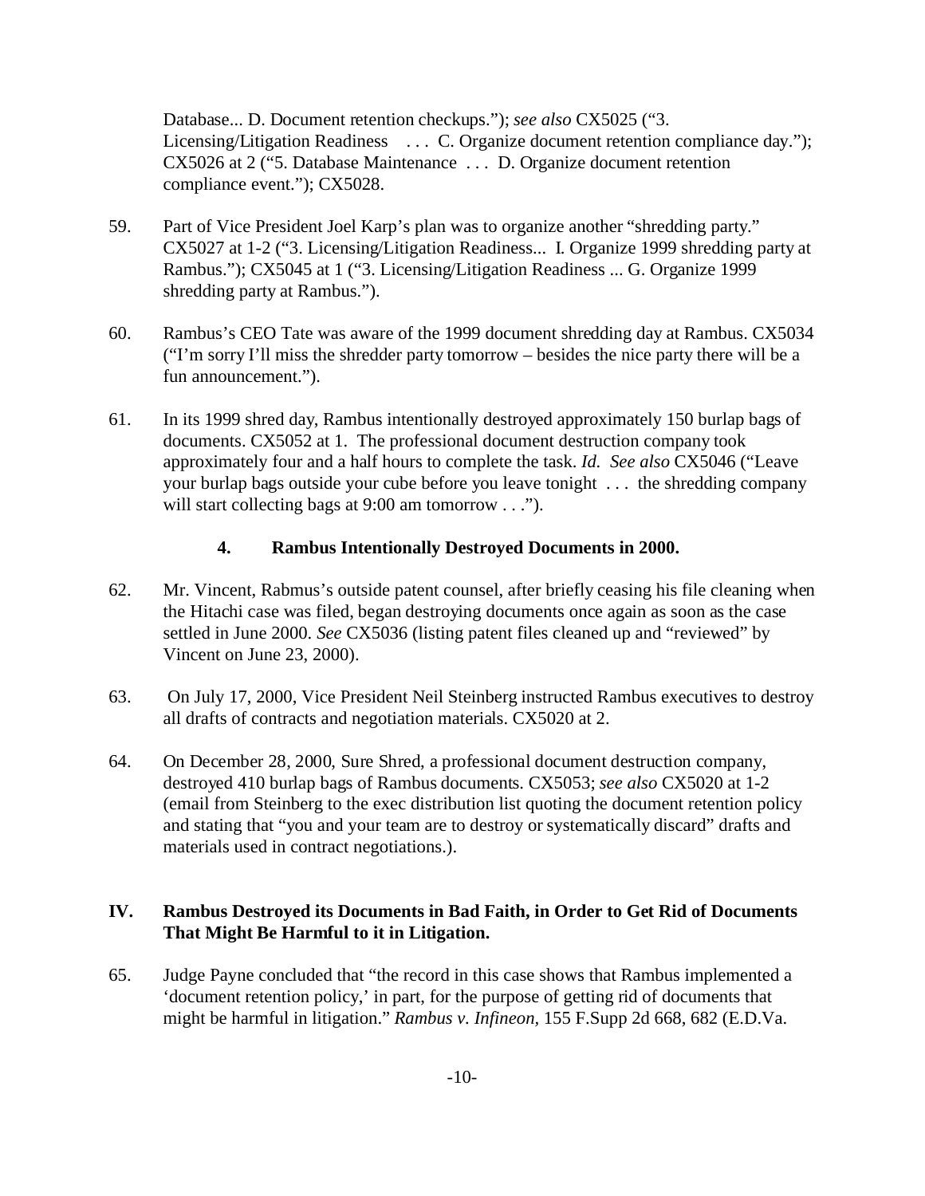Database... D. Document retention checkups."); *see also* CX5025 ("3. Licensing/Litigation Readiness . . . C. Organize document retention compliance day."); CX5026 at 2 ("5. Database Maintenance . . . D. Organize document retention compliance event."); CX5028.

59. Part of Vice President Joel Karp's plan was to organize another "shredding party." CX5027 at 1-2 ("3. Licensing/Litigation Readiness... I. Organize 1999 shredding party at Rambus."); CX5045 at 1 ("3. Licensing/Litigation Readiness ... G. Organize 1999 shredding party at Rambus.").

60. Rambus's CEO Tate was aware of the 1999 document shredding day at Rambus. CX5034 ("I'm sorry I'll miss the shredder party tomorrow – besides the nice party there will be a fun announcement.").

61. In its 1999 shred day, Rambus intentionally destroyed approximately 150 burlap bags of documents. CX5052 at 1. The professional document destruction company took approximately four and a half hours to complete the task. *Id. See also* CX5046 ("Leave your burlap bags outside your cube before you leave tonight . . . the shredding company will start collecting bags at 9:00 am tomorrow . . .").

### 4. Rambus Intentionally Destroyed Documents in 2000.

62. Mr. Vincent, Rabmus's outside patent counsel, after briefly ceasing his file cleaning when the Hitachi case was filed, began destroying documents once again as soon as the case settled in June 2000. *See* CX5036 (listing patent files cleaned up and "reviewed" by Vincent on June 23, 2000).

63. On July 17, 2000, Vice President Neil Steinberg instructed Rambus executives to destroy all drafts of contracts and negotiation materials. CX5020 at 2.

64. On December 28, 2000, Sure Shred, a professional document destruction company, destroyed 410 burlap bags of Rambus documents. CX5053; *see also* CX5020 at 1-2 (email from Steinberg to the exec distribution list quoting the document retention policy and stating that "you and your team are to destroy or systematically discard" drafts and materials used in contract negotiations.).

## IV. Rambus Destroyed its Documents in Bad Faith, in Order to Get Rid of Documents That Might Be Harmful to it in Litigation.

65. Judge Payne concluded that "the record in this case shows that Rambus implemented a 'document retention policy,' in part, for the purpose of getting rid of documents that might be harmful in litigation." *Rambus v. Infineon*, 155 F.Supp 2d 668, 682 (E.D.Va.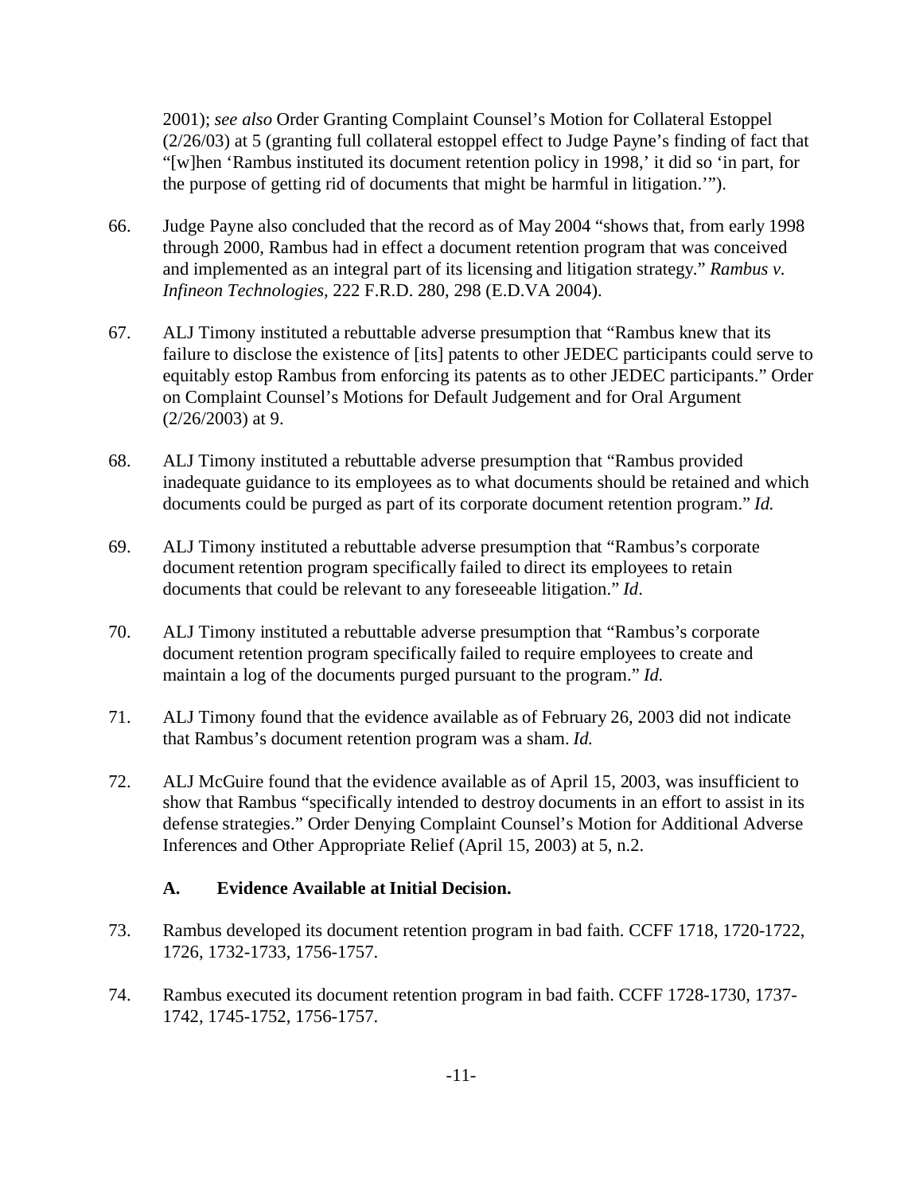2001); *see also* Order Granting Complaint Counsel's Motion for Collateral Estoppel (2/26/03) at 5 (granting full collateral estoppel effect to Judge Payne's finding of fact that "[w]hen 'Rambus instituted its document retention policy in 1998,' it did so 'in part, for the purpose of getting rid of documents that might be harmful in litigation.'").

66. Judge Payne also concluded that the record as of May 2004 "shows that, from early 1998 through 2000, Rambus had in effect a document retention program that was conceived and implemented as an integral part of its licensing and litigation strategy." *Rambus v. Infineon Technologies*, 222 F.R.D. 280, 298 (E.D.VA 2004).

67. ALJ Timony instituted a rebuttable adverse presumption that "Rambus knew that its failure to disclose the existence of [its] patents to other JEDEC participants could serve to equitably estop Rambus from enforcing its patents as to other JEDEC participants." Order on Complaint Counsel's Motions for Default Judgement and for Oral Argument (2/26/2003) at 9.

68. ALJ Timony instituted a rebuttable adverse presumption that "Rambus provided inadequate guidance to its employees as to what documents should be retained and which documents could be purged as part of its corporate document retention program." *Id.*

69. ALJ Timony instituted a rebuttable adverse presumption that "Rambus's corporate document retention program specifically failed to direct its employees to retain documents that could be relevant to any foreseeable litigation." *Id*.

70. ALJ Timony instituted a rebuttable adverse presumption that "Rambus's corporate document retention program specifically failed to require employees to create and maintain a log of the documents purged pursuant to the program." *Id.*

71. ALJ Timony found that the evidence available as of February 26, 2003 did not indicate that Rambus's document retention program was a sham. *Id.*

72. ALJ McGuire found that the evidence available as of April 15, 2003, was insufficient to show that Rambus "specifically intended to destroy documents in an effort to assist in its defense strategies." Order Denying Complaint Counsel's Motion for Additional Adverse Inferences and Other Appropriate Relief (April 15, 2003) at 5, n.2.

### A. Evidence Available at Initial Decision.

73. Rambus developed its document retention program in bad faith. CCFF 1718, 1720-1722, 1726, 1732-1733, 1756-1757.

74. Rambus executed its document retention program in bad faith. CCFF 1728-1730, 1737-1742, 1745-1752, 1756-1757.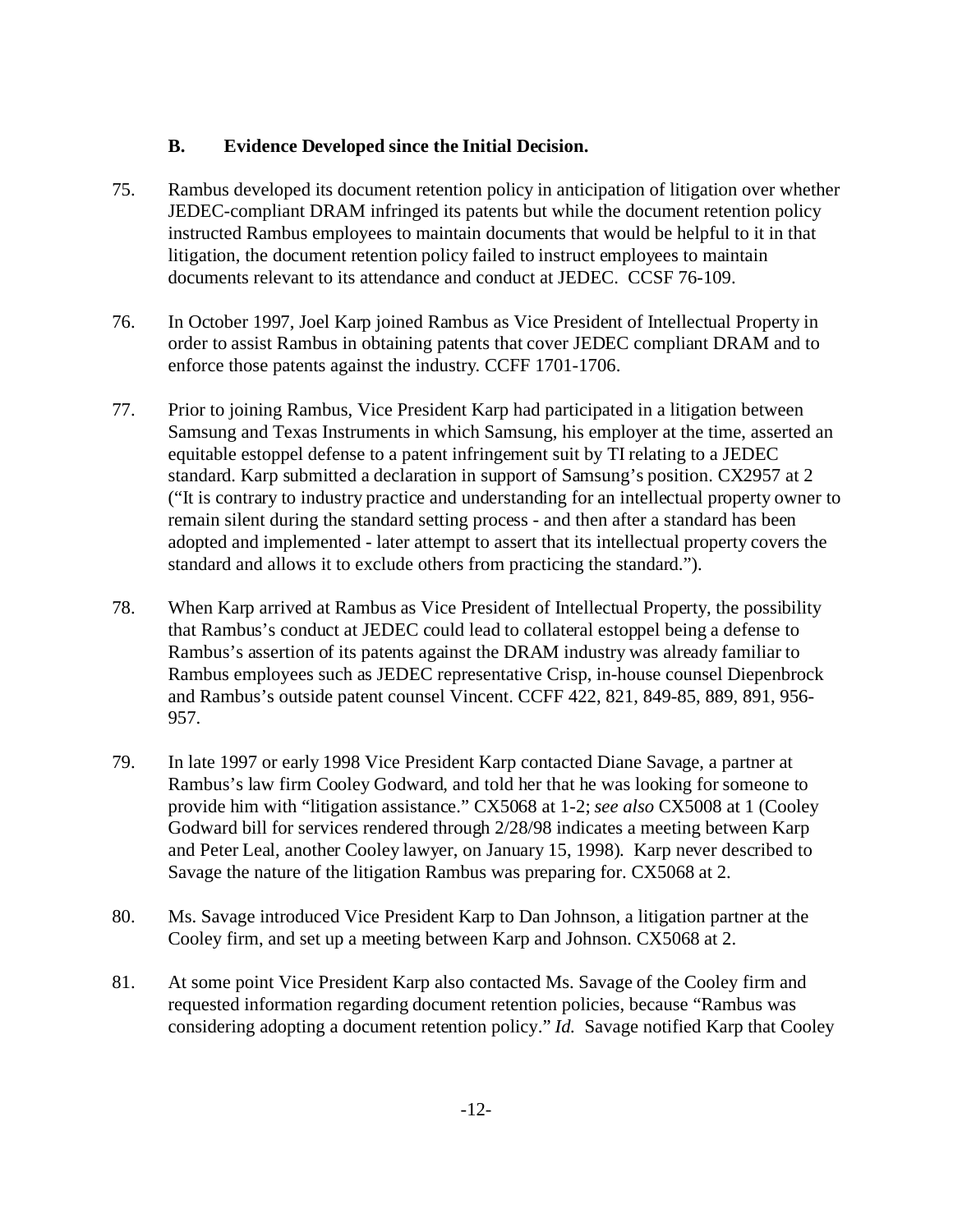### B. Evidence Developed since the Initial Decision.

75. Rambus developed its document retention policy in anticipation of litigation over whether JEDEC-compliant DRAM infringed its patents but while the document retention policy instructed Rambus employees to maintain documents that would be helpful to it in that litigation, the document retention policy failed to instruct employees to maintain documents relevant to its attendance and conduct at JEDEC. CCSF 76-109.

76. In October 1997, Joel Karp joined Rambus as Vice President of Intellectual Property in order to assist Rambus in obtaining patents that cover JEDEC compliant DRAM and to enforce those patents against the industry. CCFF 1701-1706.

77. Prior to joining Rambus, Vice President Karp had participated in a litigation between Samsung and Texas Instruments in which Samsung, his employer at the time, asserted an equitable estoppel defense to a patent infringement suit by TI relating to a JEDEC standard. Karp submitted a declaration in support of Samsung's position. CX2957 at 2 ("It is contrary to industry practice and understanding for an intellectual property owner to remain silent during the standard setting process - and then after a standard has been adopted and implemented - later attempt to assert that its intellectual property covers the standard and allows it to exclude others from practicing the standard.").

78. When Karp arrived at Rambus as Vice President of Intellectual Property, the possibility that Rambus's conduct at JEDEC could lead to collateral estoppel being a defense to Rambus's assertion of its patents against the DRAM industry was already familiar to Rambus employees such as JEDEC representative Crisp, in-house counsel Diepenbrock and Rambus's outside patent counsel Vincent. CCFF 422, 821, 849-85, 889, 891, 956-957.

79. In late 1997 or early 1998 Vice President Karp contacted Diane Savage, a partner at Rambus's law firm Cooley Godward, and told her that he was looking for someone to provide him with "litigation assistance." CX5068 at 1-2; *see also* CX5008 at 1 (Cooley Godward bill for services rendered through 2/28/98 indicates a meeting between Karp and Peter Leal, another Cooley lawyer, on January 15, 1998). Karp never described to Savage the nature of the litigation Rambus was preparing for. CX5068 at 2.

80. Ms. Savage introduced Vice President Karp to Dan Johnson, a litigation partner at the Cooley firm, and set up a meeting between Karp and Johnson. CX5068 at 2.

81. At some point Vice President Karp also contacted Ms. Savage of the Cooley firm and requested information regarding document retention policies, because "Rambus was considering adopting a document retention policy." *Id.* Savage notified Karp that Cooley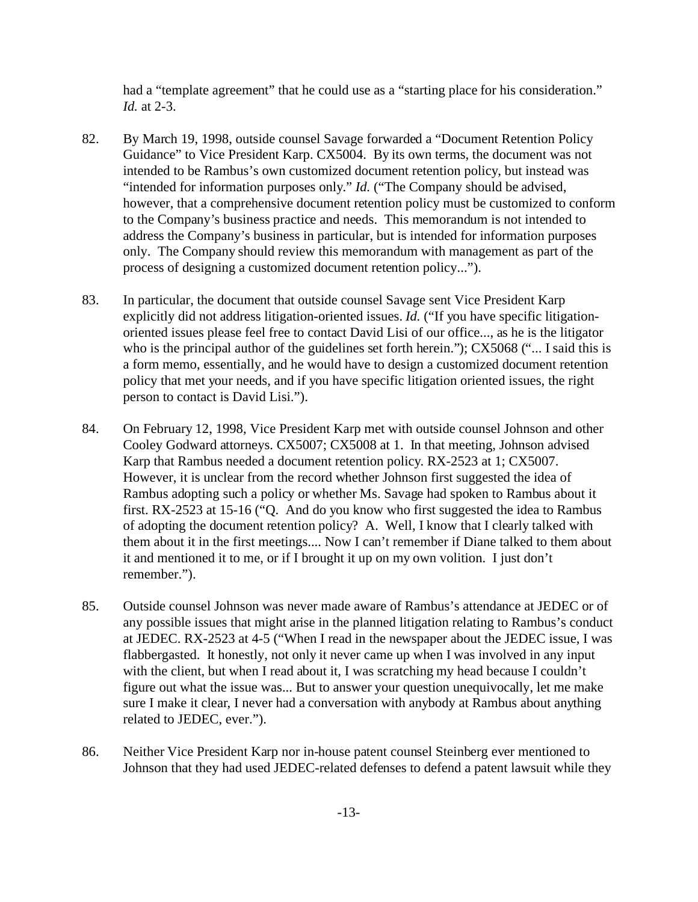had a "template agreement" that he could use as a "starting place for his consideration." *Id.* at 2-3.

82. By March 19, 1998, outside counsel Savage forwarded a "Document Retention Policy Guidance" to Vice President Karp. CX5004. By its own terms, the document was not intended to be Rambus's own customized document retention policy, but instead was "intended for information purposes only." *Id.* ("The Company should be advised, however, that a comprehensive document retention policy must be customized to conform to the Company's business practice and needs. This memorandum is not intended to address the Company's business in particular, but is intended for information purposes only. The Company should review this memorandum with management as part of the process of designing a customized document retention policy...").

83. In particular, the document that outside counsel Savage sent Vice President Karp explicitly did not address litigation-oriented issues. *Id.* ("If you have specific litigation-oriented issues please feel free to contact David Lisi of our office..., as he is the litigator who is the principal author of the guidelines set forth herein."); CX5068 ("... I said this is a form memo, essentially, and he would have to design a customized document retention policy that met your needs, and if you have specific litigation oriented issues, the right person to contact is David Lisi.").

84. On February 12, 1998, Vice President Karp met with outside counsel Johnson and other Cooley Godward attorneys. CX5007; CX5008 at 1. In that meeting, Johnson advised Karp that Rambus needed a document retention policy. RX-2523 at 1; CX5007. However, it is unclear from the record whether Johnson first suggested the idea of Rambus adopting such a policy or whether Ms. Savage had spoken to Rambus about it first. RX-2523 at 15-16 ("Q. And do you know who first suggested the idea to Rambus of adopting the document retention policy? A. Well, I know that I clearly talked with them about it in the first meetings.... Now I can't remember if Diane talked to them about it and mentioned it to me, or if I brought it up on my own volition. I just don't remember.").

85. Outside counsel Johnson was never made aware of Rambus's attendance at JEDEC or of any possible issues that might arise in the planned litigation relating to Rambus's conduct at JEDEC. RX-2523 at 4-5 ("When I read in the newspaper about the JEDEC issue, I was flabbergasted. It honestly, not only it never came up when I was involved in any input with the client, but when I read about it, I was scratching my head because I couldn't figure out what the issue was... But to answer your question unequivocally, let me make sure I make it clear, I never had a conversation with anybody at Rambus about anything related to JEDEC, ever.").

86. Neither Vice President Karp nor in-house patent counsel Steinberg ever mentioned to Johnson that they had used JEDEC-related defenses to defend a patent lawsuit while they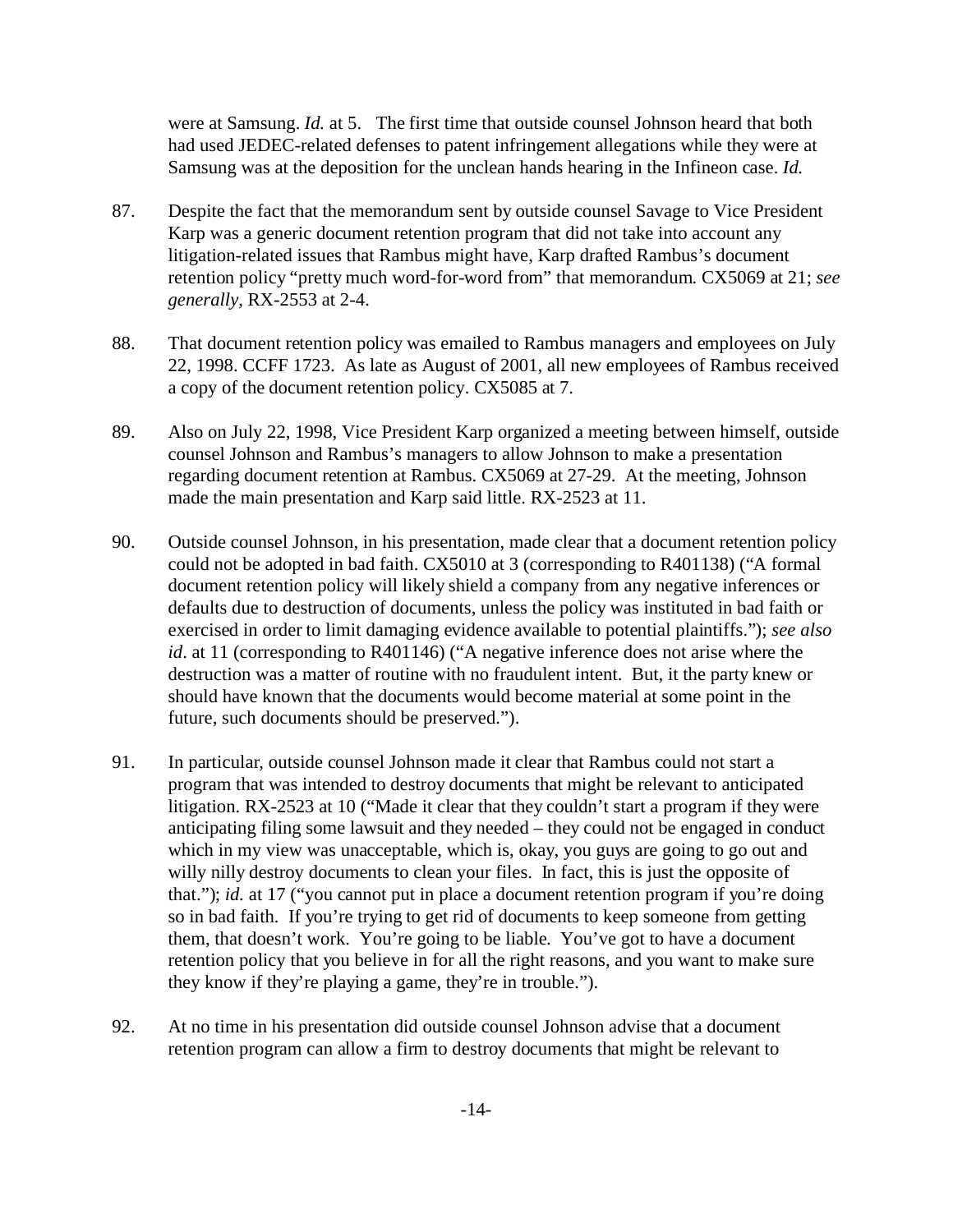were at Samsung. *Id.* at 5. The first time that outside counsel Johnson heard that both had used JEDEC-related defenses to patent infringement allegations while they were at Samsung was at the deposition for the unclean hands hearing in the Infineon case. *Id.*

87. Despite the fact that the memorandum sent by outside counsel Savage to Vice President Karp was a generic document retention program that did not take into account any litigation-related issues that Rambus might have, Karp drafted Rambus's document retention policy "pretty much word-for-word from" that memorandum. CX5069 at 21; *see generally*, RX-2553 at 2-4.

88. That document retention policy was emailed to Rambus managers and employees on July 22, 1998. CCFF 1723. As late as August of 2001, all new employees of Rambus received a copy of the document retention policy. CX5085 at 7.

89. Also on July 22, 1998, Vice President Karp organized a meeting between himself, outside counsel Johnson and Rambus's managers to allow Johnson to make a presentation regarding document retention at Rambus. CX5069 at 27-29. At the meeting, Johnson made the main presentation and Karp said little. RX-2523 at 11.

90. Outside counsel Johnson, in his presentation, made clear that a document retention policy could not be adopted in bad faith. CX5010 at 3 (corresponding to R401138) ("A formal document retention policy will likely shield a company from any negative inferences or defaults due to destruction of documents, unless the policy was instituted in bad faith or exercised in order to limit damaging evidence available to potential plaintiffs."); *see also id*. at 11 (corresponding to R401146) ("A negative inference does not arise where the destruction was a matter of routine with no fraudulent intent. But, it the party knew or should have known that the documents would become material at some point in the future, such documents should be preserved.").

91. In particular, outside counsel Johnson made it clear that Rambus could not start a program that was intended to destroy documents that might be relevant to anticipated litigation. RX-2523 at 10 ("Made it clear that they couldn't start a program if they were anticipating filing some lawsuit and they needed – they could not be engaged in conduct which in my view was unacceptable, which is, okay, you guys are going to go out and willy nilly destroy documents to clean your files. In fact, this is just the opposite of that."); *id*. at 17 ("you cannot put in place a document retention program if you're doing so in bad faith. If you're trying to get rid of documents to keep someone from getting them, that doesn't work. You're going to be liable. You've got to have a document retention policy that you believe in for all the right reasons, and you want to make sure they know if they're playing a game, they're in trouble.").

92. At no time in his presentation did outside counsel Johnson advise that a document retention program can allow a firm to destroy documents that might be relevant to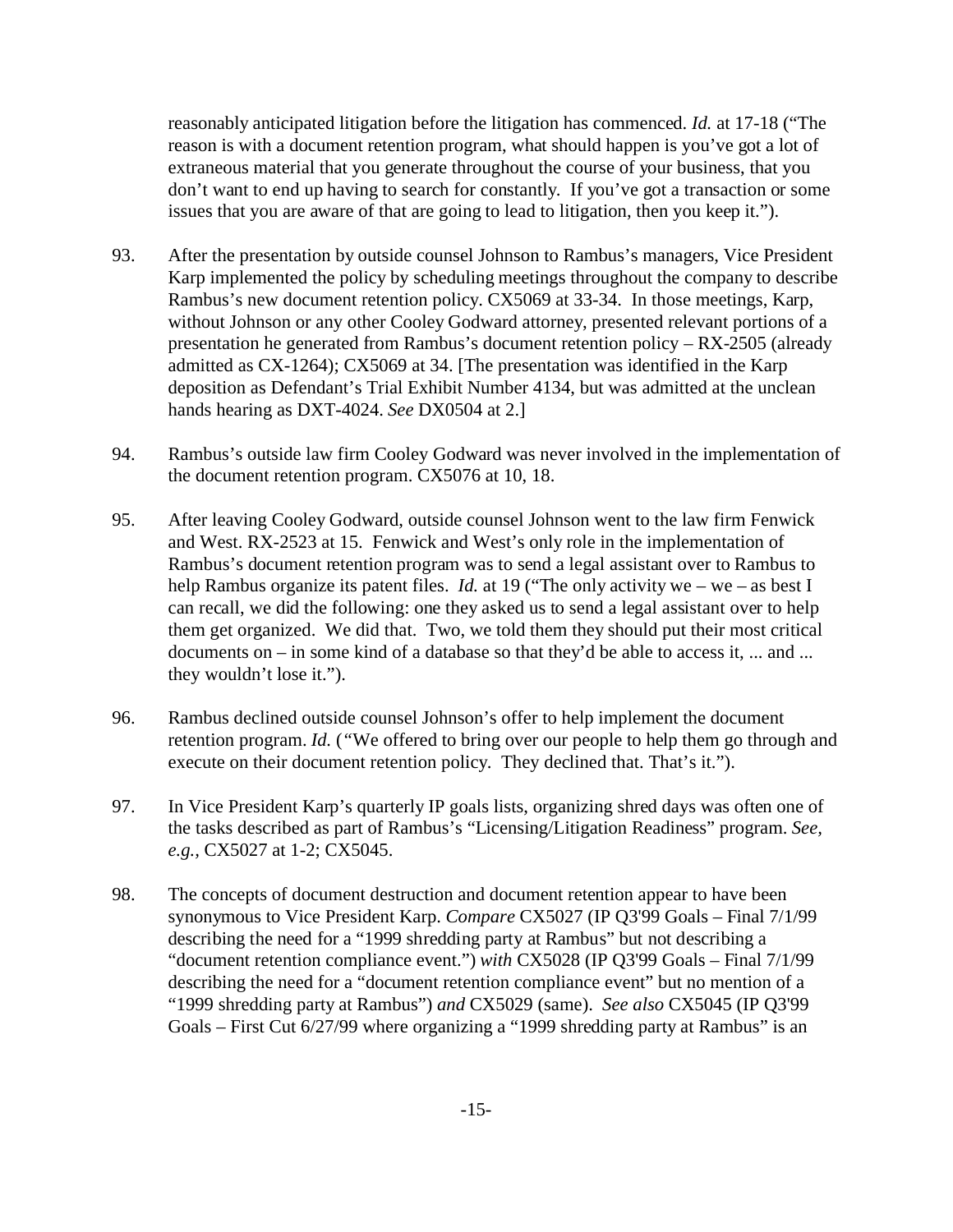reasonably anticipated litigation before the litigation has commenced. *Id.* at 17-18 ("The reason is with a document retention program, what should happen is you've got a lot of extraneous material that you generate throughout the course of your business, that you don't want to end up having to search for constantly. If you've got a transaction or some issues that you are aware of that are going to lead to litigation, then you keep it.").

93. After the presentation by outside counsel Johnson to Rambus's managers, Vice President Karp implemented the policy by scheduling meetings throughout the company to describe Rambus's new document retention policy. CX5069 at 33-34. In those meetings, Karp, without Johnson or any other Cooley Godward attorney, presented relevant portions of a presentation he generated from Rambus's document retention policy – RX-2505 (already admitted as CX-1264); CX5069 at 34. [The presentation was identified in the Karp deposition as Defendant's Trial Exhibit Number 4134, but was admitted at the unclean hands hearing as DXT-4024. *See* DX0504 at 2.]

94. Rambus's outside law firm Cooley Godward was never involved in the implementation of the document retention program. CX5076 at 10, 18.

95. After leaving Cooley Godward, outside counsel Johnson went to the law firm Fenwick and West. RX-2523 at 15. Fenwick and West's only role in the implementation of Rambus's document retention program was to send a legal assistant over to Rambus to help Rambus organize its patent files. *Id.* at 19 ("The only activity we – we – as best I can recall, we did the following: one they asked us to send a legal assistant over to help them get organized. We did that. Two, we told them they should put their most critical documents on – in some kind of a database so that they'd be able to access it, ... and ... they wouldn't lose it.").

96. Rambus declined outside counsel Johnson's offer to help implement the document retention program. *Id.* ("We offered to bring over our people to help them go through and execute on their document retention policy. They declined that. That's it.").

97. In Vice President Karp's quarterly IP goals lists, organizing shred days was often one of the tasks described as part of Rambus's "Licensing/Litigation Readiness" program. *See, e.g.,* CX5027 at 1-2; CX5045.

98. The concepts of document destruction and document retention appear to have been synonymous to Vice President Karp. *Compare* CX5027 (IP Q3'99 Goals – Final 7/1/99 describing the need for a "1999 shredding party at Rambus" but not describing a "document retention compliance event.") *with* CX5028 (IP Q3'99 Goals – Final 7/1/99 describing the need for a "document retention compliance event" but no mention of a "1999 shredding party at Rambus") *and* CX5029 (same). *See also* CX5045 (IP Q3'99 Goals – First Cut 6/27/99 where organizing a "1999 shredding party at Rambus" is an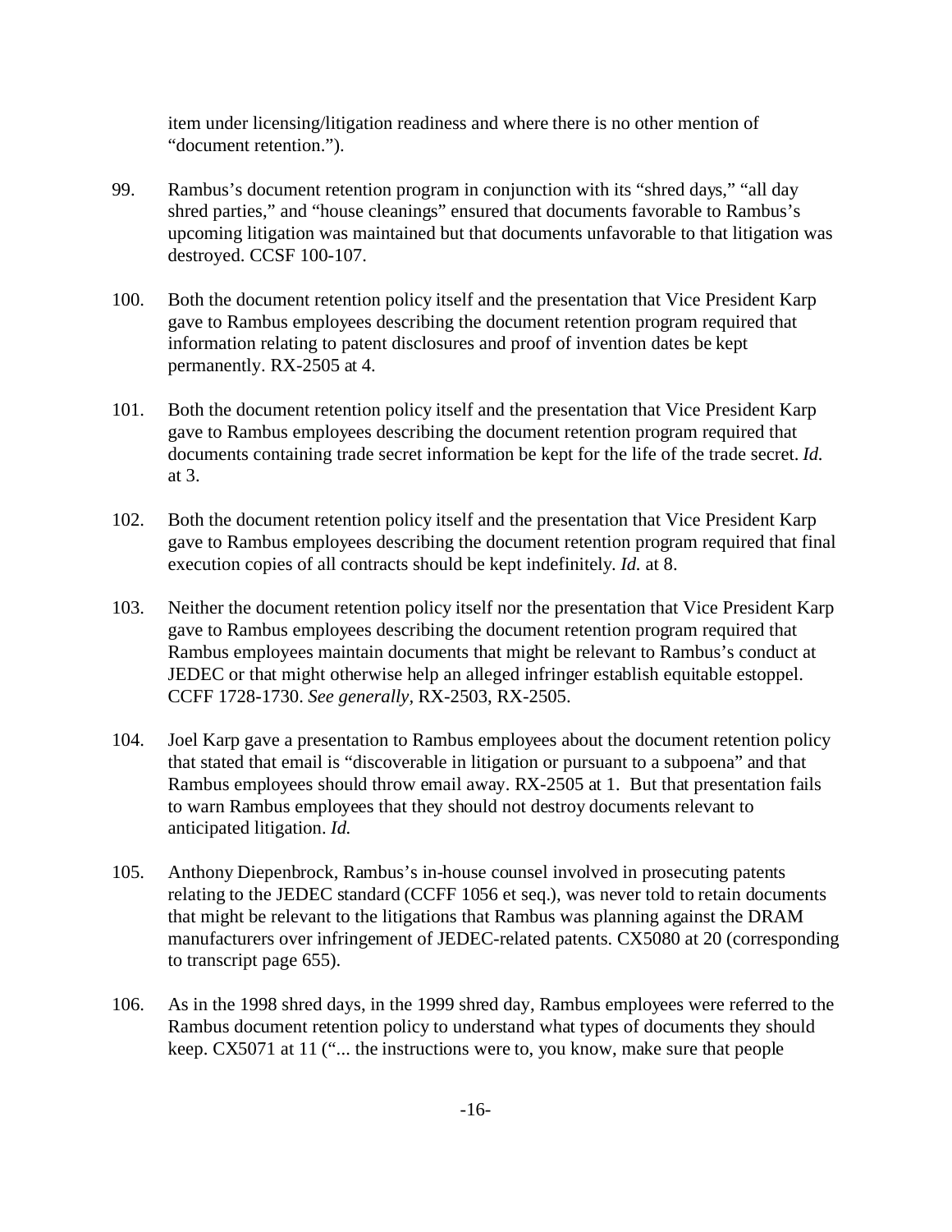item under licensing/litigation readiness and where there is no other mention of "document retention.").

99. Rambus's document retention program in conjunction with its "shred days," "all day shred parties," and "house cleanings" ensured that documents favorable to Rambus's upcoming litigation was maintained but that documents unfavorable to that litigation was destroyed. CCSF 100-107.

100. Both the document retention policy itself and the presentation that Vice President Karp gave to Rambus employees describing the document retention program required that information relating to patent disclosures and proof of invention dates be kept permanently. RX-2505 at 4.

101. Both the document retention policy itself and the presentation that Vice President Karp gave to Rambus employees describing the document retention program required that documents containing trade secret information be kept for the life of the trade secret. *Id.* at 3.

102. Both the document retention policy itself and the presentation that Vice President Karp gave to Rambus employees describing the document retention program required that final execution copies of all contracts should be kept indefinitely. *Id.* at 8.

103. Neither the document retention policy itself nor the presentation that Vice President Karp gave to Rambus employees describing the document retention program required that Rambus employees maintain documents that might be relevant to Rambus's conduct at JEDEC or that might otherwise help an alleged infringer establish equitable estoppel. CCFF 1728-1730. *See generally*, RX-2503, RX-2505.

104. Joel Karp gave a presentation to Rambus employees about the document retention policy that stated that email is "discoverable in litigation or pursuant to a subpoena" and that Rambus employees should throw email away. RX-2505 at 1. But that presentation fails to warn Rambus employees that they should not destroy documents relevant to anticipated litigation. *Id.*

105. Anthony Diepenbrock, Rambus's in-house counsel involved in prosecuting patents relating to the JEDEC standard (CCFF 1056 et seq.), was never told to retain documents that might be relevant to the litigations that Rambus was planning against the DRAM manufacturers over infringement of JEDEC-related patents. CX5080 at 20 (corresponding to transcript page 655).

106. As in the 1998 shred days, in the 1999 shred day, Rambus employees were referred to the Rambus document retention policy to understand what types of documents they should keep. CX5071 at 11 ("... the instructions were to, you know, make sure that people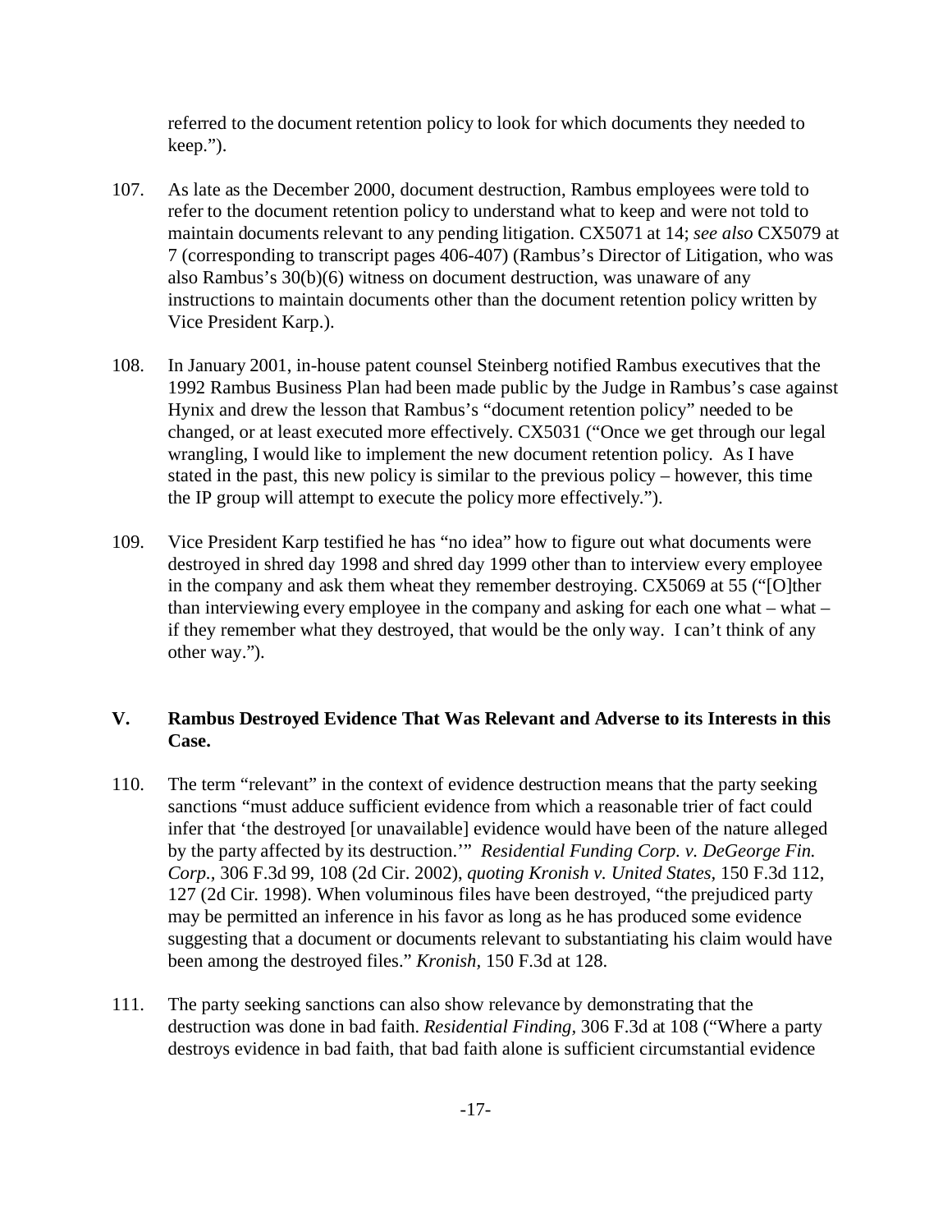referred to the document retention policy to look for which documents they needed to keep.").

107. As late as the December 2000, document destruction, Rambus employees were told to refer to the document retention policy to understand what to keep and were not told to maintain documents relevant to any pending litigation. CX5071 at 14; *see also* CX5079 at 7 (corresponding to transcript pages 406-407) (Rambus's Director of Litigation, who was also Rambus's 30(b)(6) witness on document destruction, was unaware of any instructions to maintain documents other than the document retention policy written by Vice President Karp.).

108. In January 2001, in-house patent counsel Steinberg notified Rambus executives that the 1992 Rambus Business Plan had been made public by the Judge in Rambus's case against Hynix and drew the lesson that Rambus's "document retention policy" needed to be changed, or at least executed more effectively. CX5031 ("Once we get through our legal wrangling, I would like to implement the new document retention policy. As I have stated in the past, this new policy is similar to the previous policy – however, this time the IP group will attempt to execute the policy more effectively.").

109. Vice President Karp testified he has "no idea" how to figure out what documents were destroyed in shred day 1998 and shred day 1999 other than to interview every employee in the company and ask them wheat they remember destroying. CX5069 at 55 ("[O]ther than interviewing every employee in the company and asking for each one what – what – if they remember what they destroyed, that would be the only way. I can't think of any other way.").

## V. Rambus Destroyed Evidence That Was Relevant and Adverse to its Interests in this Case.

110. The term "relevant" in the context of evidence destruction means that the party seeking sanctions "must adduce sufficient evidence from which a reasonable trier of fact could infer that 'the destroyed [or unavailable] evidence would have been of the nature alleged by the party affected by its destruction.'" *Residential Funding Corp. v. DeGeorge Fin. Corp.*, 306 F.3d 99, 108 (2d Cir. 2002), *quoting Kronish v. United States*, 150 F.3d 112, 127 (2d Cir. 1998). When voluminous files have been destroyed, "the prejudiced party may be permitted an inference in his favor as long as he has produced some evidence suggesting that a document or documents relevant to substantiating his claim would have been among the destroyed files." *Kronish*, 150 F.3d at 128.

111. The party seeking sanctions can also show relevance by demonstrating that the destruction was done in bad faith. *Residential Finding*, 306 F.3d at 108 ("Where a party destroys evidence in bad faith, that bad faith alone is sufficient circumstantial evidence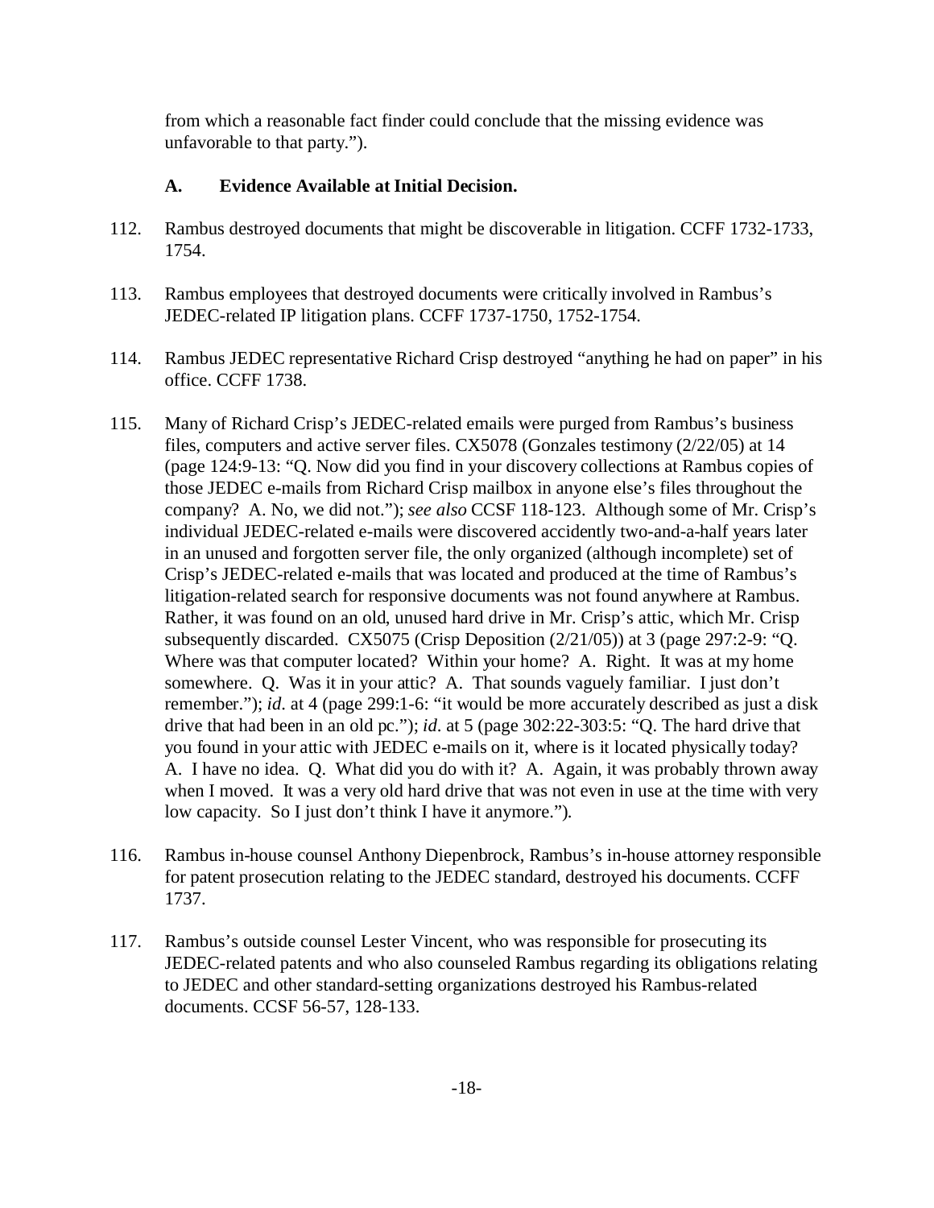from which a reasonable fact finder could conclude that the missing evidence was unfavorable to that party.").

### A. Evidence Available at Initial Decision.

112. Rambus destroyed documents that might be discoverable in litigation. CCFF 1732-1733, 1754.

113. Rambus employees that destroyed documents were critically involved in Rambus's JEDEC-related IP litigation plans. CCFF 1737-1750, 1752-1754.

114. Rambus JEDEC representative Richard Crisp destroyed "anything he had on paper" in his office. CCFF 1738.

115. Many of Richard Crisp's JEDEC-related emails were purged from Rambus's business files, computers and active server files. CX5078 (Gonzales testimony (2/22/05) at 14 (page 124:9-13: "Q. Now did you find in your discovery collections at Rambus copies of those JEDEC e-mails from Richard Crisp mailbox in anyone else's files throughout the company? A. No, we did not."); *see also* CCSF 118-123. Although some of Mr. Crisp's individual JEDEC-related e-mails were discovered accidently two-and-a-half years later in an unused and forgotten server file, the only organized (although incomplete) set of Crisp's JEDEC-related e-mails that was located and produced at the time of Rambus's litigation-related search for responsive documents was not found anywhere at Rambus. Rather, it was found on an old, unused hard drive in Mr. Crisp's attic, which Mr. Crisp subsequently discarded. CX5075 (Crisp Deposition (2/21/05)) at 3 (page 297:2-9: "Q. Where was that computer located? Within your home? A. Right. It was at my home somewhere. Q. Was it in your attic? A. That sounds vaguely familiar. I just don't remember."); *id.* at 4 (page 299:1-6: "it would be more accurately described as just a disk drive that had been in an old pc."); *id.* at 5 (page 302:22-303:5: "Q. The hard drive that you found in your attic with JEDEC e-mails on it, where is it located physically today? A. I have no idea. Q. What did you do with it? A. Again, it was probably thrown away when I moved. It was a very old hard drive that was not even in use at the time with very low capacity. So I just don't think I have it anymore.").

116. Rambus in-house counsel Anthony Diepenbrock, Rambus's in-house attorney responsible for patent prosecution relating to the JEDEC standard, destroyed his documents. CCFF 1737.

117. Rambus's outside counsel Lester Vincent, who was responsible for prosecuting its JEDEC-related patents and who also counseled Rambus regarding its obligations relating to JEDEC and other standard-setting organizations destroyed his Rambus-related documents. CCSF 56-57, 128-133.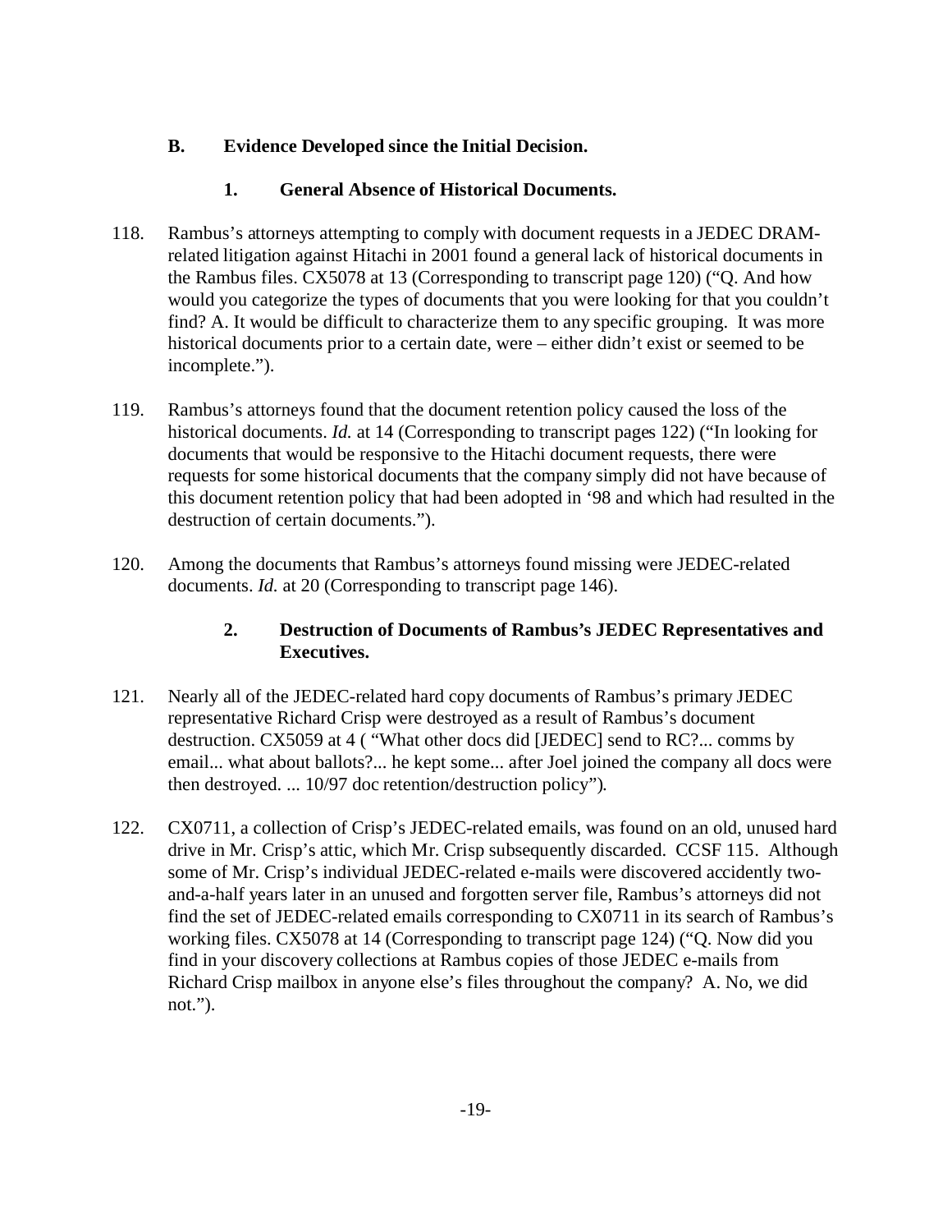### B. Evidence Developed since the Initial Decision.

#### 1. General Absence of Historical Documents.

118. Rambus's attorneys attempting to comply with document requests in a JEDEC DRAM-related litigation against Hitachi in 2001 found a general lack of historical documents in the Rambus files. CX5078 at 13 (Corresponding to transcript page 120) ("Q. And how would you categorize the types of documents that you were looking for that you couldn't find? A. It would be difficult to characterize them to any specific grouping. It was more historical documents prior to a certain date, were – either didn't exist or seemed to be incomplete.").

119. Rambus's attorneys found that the document retention policy caused the loss of the historical documents. *Id.* at 14 (Corresponding to transcript pages 122) ("In looking for documents that would be responsive to the Hitachi document requests, there were requests for some historical documents that the company simply did not have because of this document retention policy that had been adopted in '98 and which had resulted in the destruction of certain documents.").

120. Among the documents that Rambus's attorneys found missing were JEDEC-related documents. *Id.* at 20 (Corresponding to transcript page 146).

#### 2. Destruction of Documents of Rambus's JEDEC Representatives and Executives.

121. Nearly all of the JEDEC-related hard copy documents of Rambus's primary JEDEC representative Richard Crisp were destroyed as a result of Rambus's document destruction. CX5059 at 4 ( "What other docs did [JEDEC] send to RC?... comms by email... what about ballots?... he kept some... after Joel joined the company all docs were then destroyed. ... 10/97 doc retention/destruction policy").

122. CX0711, a collection of Crisp's JEDEC-related emails, was found on an old, unused hard drive in Mr. Crisp's attic, which Mr. Crisp subsequently discarded. CCSF 115. Although some of Mr. Crisp's individual JEDEC-related e-mails were discovered accidently two-and-a-half years later in an unused and forgotten server file, Rambus's attorneys did not find the set of JEDEC-related emails corresponding to CX0711 in its search of Rambus's working files. CX5078 at 14 (Corresponding to transcript page 124) ("Q. Now did you find in your discovery collections at Rambus copies of those JEDEC e-mails from Richard Crisp mailbox in anyone else's files throughout the company? A. No, we did not.").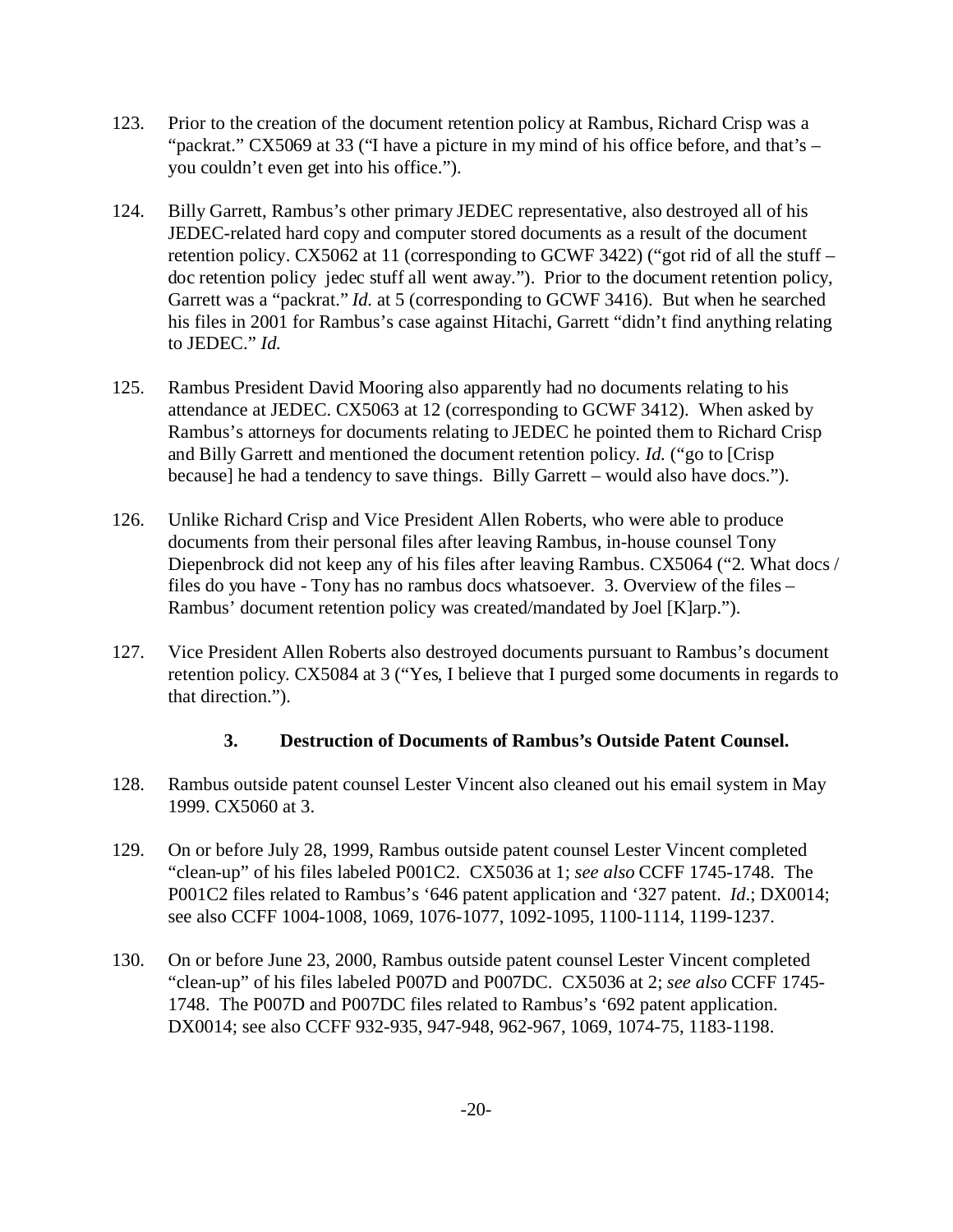123. Prior to the creation of the document retention policy at Rambus, Richard Crisp was a "packrat." CX5069 at 33 ("I have a picture in my mind of his office before, and that's – you couldn't even get into his office.").

124. Billy Garrett, Rambus's other primary JEDEC representative, also destroyed all of his JEDEC-related hard copy and computer stored documents as a result of the document retention policy. CX5062 at 11 (corresponding to GCWF 3422) ("got rid of all the stuff – doc retention policy jedec stuff all went away."). Prior to the document retention policy, Garrett was a "packrat." *Id.* at 5 (corresponding to GCWF 3416). But when he searched his files in 2001 for Rambus's case against Hitachi, Garrett "didn't find anything relating to JEDEC." *Id.*

125. Rambus President David Mooring also apparently had no documents relating to his attendance at JEDEC. CX5063 at 12 (corresponding to GCWF 3412). When asked by Rambus's attorneys for documents relating to JEDEC he pointed them to Richard Crisp and Billy Garrett and mentioned the document retention policy. *Id.* ("go to [Crisp because] he had a tendency to save things. Billy Garrett – would also have docs.").

126. Unlike Richard Crisp and Vice President Allen Roberts, who were able to produce documents from their personal files after leaving Rambus, in-house counsel Tony Diepenbrock did not keep any of his files after leaving Rambus. CX5064 ("2. What docs / files do you have - Tony has no rambus docs whatsoever. 3. Overview of the files – Rambus' document retention policy was created/mandated by Joel [K]arp.").

127. Vice President Allen Roberts also destroyed documents pursuant to Rambus's document retention policy. CX5084 at 3 ("Yes, I believe that I purged some documents in regards to that direction.").

### 3. Destruction of Documents of Rambus's Outside Patent Counsel.

128. Rambus outside patent counsel Lester Vincent also cleaned out his email system in May 1999. CX5060 at 3.

129. On or before July 28, 1999, Rambus outside patent counsel Lester Vincent completed "clean-up" of his files labeled P001C2. CX5036 at 1; *see also* CCFF 1745-1748. The P001C2 files related to Rambus's '646 patent application and '327 patent. *Id.*; DX0014; see also CCFF 1004-1008, 1069, 1076-1077, 1092-1095, 1100-1114, 1199-1237.

130. On or before June 23, 2000, Rambus outside patent counsel Lester Vincent completed "clean-up" of his files labeled P007D and P007DC. CX5036 at 2; *see also* CCFF 1745-1748. The P007D and P007DC files related to Rambus's '692 patent application. DX0014; see also CCFF 932-935, 947-948, 962-967, 1069, 1074-75, 1183-1198.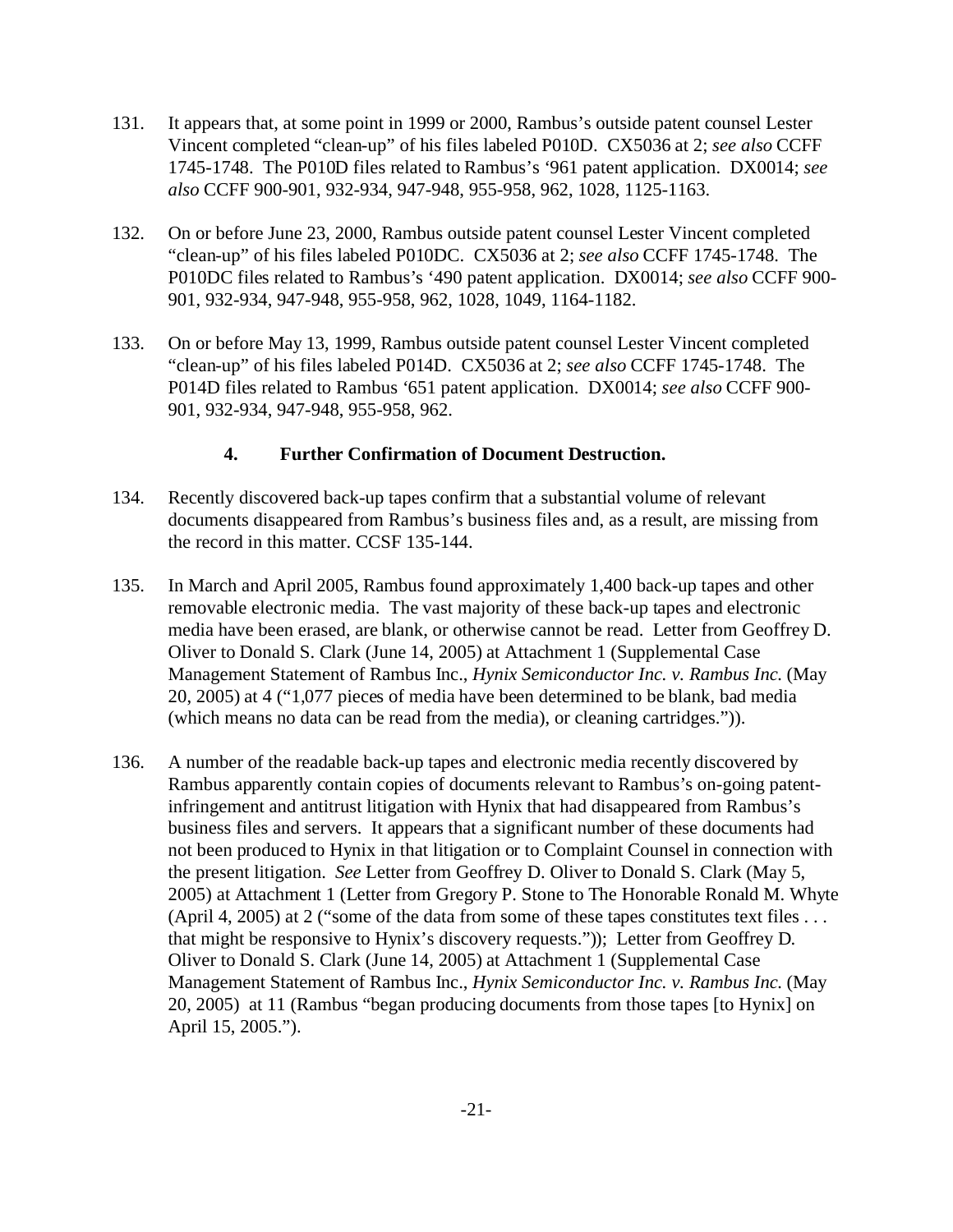131. It appears that, at some point in 1999 or 2000, Rambus's outside patent counsel Lester Vincent completed "clean-up" of his files labeled P010D. CX5036 at 2; *see also* CCFF 1745-1748. The P010D files related to Rambus's '961 patent application. DX0014; *see also* CCFF 900-901, 932-934, 947-948, 955-958, 962, 1028, 1125-1163.

132. On or before June 23, 2000, Rambus outside patent counsel Lester Vincent completed "clean-up" of his files labeled P010DC. CX5036 at 2; *see also* CCFF 1745-1748. The P010DC files related to Rambus's '490 patent application. DX0014; *see also* CCFF 900-901, 932-934, 947-948, 955-958, 962, 1028, 1049, 1164-1182.

133. On or before May 13, 1999, Rambus outside patent counsel Lester Vincent completed "clean-up" of his files labeled P014D. CX5036 at 2; *see also* CCFF 1745-1748. The P014D files related to Rambus '651 patent application. DX0014; *see also* CCFF 900-901, 932-934, 947-948, 955-958, 962.

### 4. Further Confirmation of Document Destruction.

134. Recently discovered back-up tapes confirm that a substantial volume of relevant documents disappeared from Rambus's business files and, as a result, are missing from the record in this matter. CCSF 135-144.

135. In March and April 2005, Rambus found approximately 1,400 back-up tapes and other removable electronic media. The vast majority of these back-up tapes and electronic media have been erased, are blank, or otherwise cannot be read. Letter from Geoffrey D. Oliver to Donald S. Clark (June 14, 2005) at Attachment 1 (Supplemental Case Management Statement of Rambus Inc., *Hynix Semiconductor Inc. v. Rambus Inc.* (May 20, 2005) at 4 ("1,077 pieces of media have been determined to be blank, bad media (which means no data can be read from the media), or cleaning cartridges.")).

136. A number of the readable back-up tapes and electronic media recently discovered by Rambus apparently contain copies of documents relevant to Rambus's on-going patent-infringement and antitrust litigation with Hynix that had disappeared from Rambus's business files and servers. It appears that a significant number of these documents had not been produced to Hynix in that litigation or to Complaint Counsel in connection with the present litigation. *See* Letter from Geoffrey D. Oliver to Donald S. Clark (May 5, 2005) at Attachment 1 (Letter from Gregory P. Stone to The Honorable Ronald M. Whyte (April 4, 2005) at 2 ("some of the data from some of these tapes constitutes text files . . . that might be responsive to Hynix's discovery requests.")); Letter from Geoffrey D. Oliver to Donald S. Clark (June 14, 2005) at Attachment 1 (Supplemental Case Management Statement of Rambus Inc., *Hynix Semiconductor Inc. v. Rambus Inc.* (May 20, 2005) at 11 (Rambus "began producing documents from those tapes [to Hynix] on April 15, 2005.").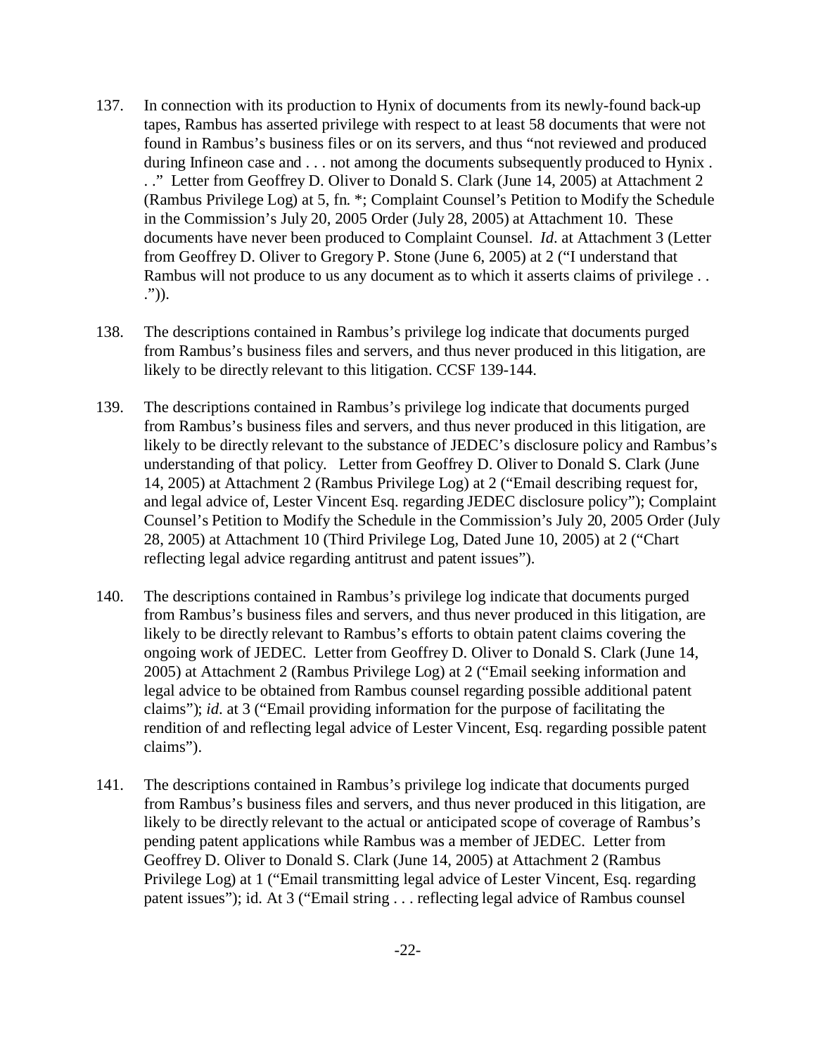137. In connection with its production to Hynix of documents from its newly-found back-up tapes, Rambus has asserted privilege with respect to at least 58 documents that were not found in Rambus's business files or on its servers, and thus "not reviewed and produced during Infineon case and . . . not among the documents subsequently produced to Hynix . . ." Letter from Geoffrey D. Oliver to Donald S. Clark (June 14, 2005) at Attachment 2 (Rambus Privilege Log) at 5, fn. *; Complaint Counsel's Petition to Modify the Schedule in the Commission's July 20, 2005 Order (July 28, 2005) at Attachment 10. These documents have never been produced to Complaint Counsel. *Id.* at Attachment 3 (Letter from Geoffrey D. Oliver to Gregory P. Stone (June 6, 2005) at 2 ("I understand that Rambus will not produce to us any document as to which it asserts claims of privilege . . .")).

138. The descriptions contained in Rambus's privilege log indicate that documents purged from Rambus's business files and servers, and thus never produced in this litigation, are likely to be directly relevant to this litigation. CCSF 139-144.

139. The descriptions contained in Rambus's privilege log indicate that documents purged from Rambus's business files and servers, and thus never produced in this litigation, are likely to be directly relevant to the substance of JEDEC's disclosure policy and Rambus's understanding of that policy. Letter from Geoffrey D. Oliver to Donald S. Clark (June 14, 2005) at Attachment 2 (Rambus Privilege Log) at 2 ("Email describing request for, and legal advice of, Lester Vincent Esq. regarding JEDEC disclosure policy"); Complaint Counsel's Petition to Modify the Schedule in the Commission's July 20, 2005 Order (July 28, 2005) at Attachment 10 (Third Privilege Log, Dated June 10, 2005) at 2 ("Chart reflecting legal advice regarding antitrust and patent issues").

140. The descriptions contained in Rambus's privilege log indicate that documents purged from Rambus's business files and servers, and thus never produced in this litigation, are likely to be directly relevant to Rambus's efforts to obtain patent claims covering the ongoing work of JEDEC. Letter from Geoffrey D. Oliver to Donald S. Clark (June 14, 2005) at Attachment 2 (Rambus Privilege Log) at 2 ("Email seeking information and legal advice to be obtained from Rambus counsel regarding possible additional patent claims"); *id.* at 3 ("Email providing information for the purpose of facilitating the rendition of and reflecting legal advice of Lester Vincent, Esq. regarding possible patent claims").

141. The descriptions contained in Rambus's privilege log indicate that documents purged from Rambus's business files and servers, and thus never produced in this litigation, are likely to be directly relevant to the actual or anticipated scope of coverage of Rambus's pending patent applications while Rambus was a member of JEDEC. Letter from Geoffrey D. Oliver to Donald S. Clark (June 14, 2005) at Attachment 2 (Rambus Privilege Log) at 1 ("Email transmitting legal advice of Lester Vincent, Esq. regarding patent issues"); id. At 3 ("Email string . . . reflecting legal advice of Rambus counsel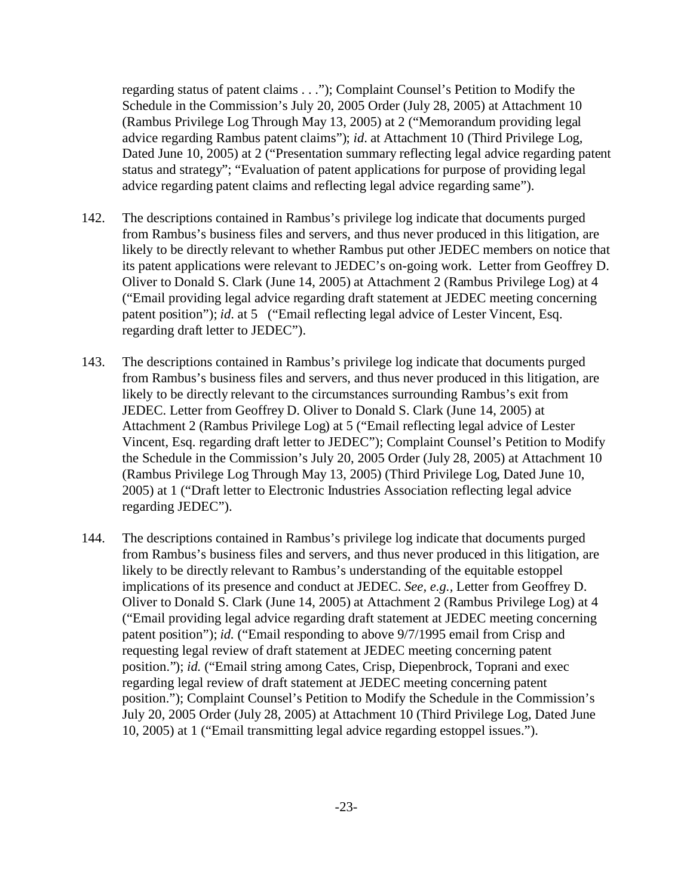regarding status of patent claims . . ."); Complaint Counsel's Petition to Modify the Schedule in the Commission's July 20, 2005 Order (July 28, 2005) at Attachment 10 (Rambus Privilege Log Through May 13, 2005) at 2 ("Memorandum providing legal advice regarding Rambus patent claims"); *id*. at Attachment 10 (Third Privilege Log, Dated June 10, 2005) at 2 ("Presentation summary reflecting legal advice regarding patent status and strategy"; "Evaluation of patent applications for purpose of providing legal advice regarding patent claims and reflecting legal advice regarding same").

142. The descriptions contained in Rambus's privilege log indicate that documents purged from Rambus's business files and servers, and thus never produced in this litigation, are likely to be directly relevant to whether Rambus put other JEDEC members on notice that its patent applications were relevant to JEDEC's on-going work. Letter from Geoffrey D. Oliver to Donald S. Clark (June 14, 2005) at Attachment 2 (Rambus Privilege Log) at 4 ("Email providing legal advice regarding draft statement at JEDEC meeting concerning patent position"); *id*. at 5 ("Email reflecting legal advice of Lester Vincent, Esq. regarding draft letter to JEDEC").

143. The descriptions contained in Rambus's privilege log indicate that documents purged from Rambus's business files and servers, and thus never produced in this litigation, are likely to be directly relevant to the circumstances surrounding Rambus's exit from JEDEC. Letter from Geoffrey D. Oliver to Donald S. Clark (June 14, 2005) at Attachment 2 (Rambus Privilege Log) at 5 ("Email reflecting legal advice of Lester Vincent, Esq. regarding draft letter to JEDEC"); Complaint Counsel's Petition to Modify the Schedule in the Commission's July 20, 2005 Order (July 28, 2005) at Attachment 10 (Rambus Privilege Log Through May 13, 2005) (Third Privilege Log, Dated June 10, 2005) at 1 ("Draft letter to Electronic Industries Association reflecting legal advice regarding JEDEC").

144. The descriptions contained in Rambus's privilege log indicate that documents purged from Rambus's business files and servers, and thus never produced in this litigation, are likely to be directly relevant to Rambus's understanding of the equitable estoppel implications of its presence and conduct at JEDEC. *See, e.g.*, Letter from Geoffrey D. Oliver to Donald S. Clark (June 14, 2005) at Attachment 2 (Rambus Privilege Log) at 4 ("Email providing legal advice regarding draft statement at JEDEC meeting concerning patent position"); *id.* ("Email responding to above 9/7/1995 email from Crisp and requesting legal review of draft statement at JEDEC meeting concerning patent position."); *id.* ("Email string among Cates, Crisp, Diepenbrock, Toprani and exec regarding legal review of draft statement at JEDEC meeting concerning patent position."); Complaint Counsel's Petition to Modify the Schedule in the Commission's July 20, 2005 Order (July 28, 2005) at Attachment 10 (Third Privilege Log, Dated June 10, 2005) at 1 ("Email transmitting legal advice regarding estoppel issues.").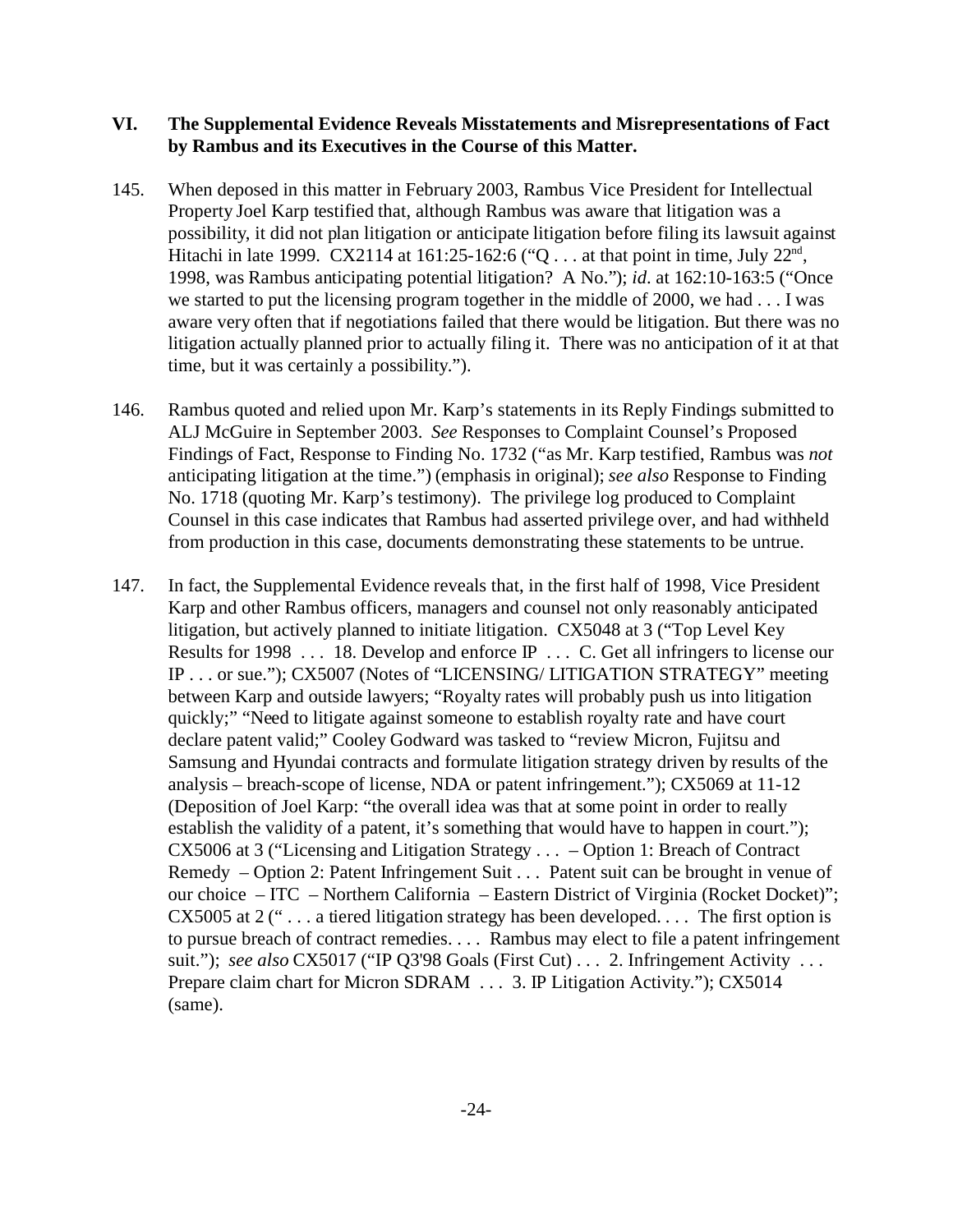## VI. The Supplemental Evidence Reveals Misstatements and Misrepresentations of Fact by Rambus and its Executives in the Course of this Matter.

145. When deposed in this matter in February 2003, Rambus Vice President for Intellectual Property Joel Karp testified that, although Rambus was aware that litigation was a possibility, it did not plan litigation or anticipate litigation before filing its lawsuit against Hitachi in late 1999. CX2114 at 161:25-162:6 ("Q . . . at that point in time, July 22nd, 1998, was Rambus anticipating potential litigation? A No."); *id.* at 162:10-163:5 ("Once we started to put the licensing program together in the middle of 2000, we had . . . I was aware very often that if negotiations failed that there would be litigation. But there was no litigation actually planned prior to actually filing it. There was no anticipation of it at that time, but it was certainly a possibility.").

146. Rambus quoted and relied upon Mr. Karp's statements in its Reply Findings submitted to ALJ McGuire in September 2003. *See* Responses to Complaint Counsel's Proposed Findings of Fact, Response to Finding No. 1732 ("as Mr. Karp testified, Rambus was *not* anticipating litigation at the time.") (emphasis in original); *see also* Response to Finding No. 1718 (quoting Mr. Karp's testimony). The privilege log produced to Complaint Counsel in this case indicates that Rambus had asserted privilege over, and had withheld from production in this case, documents demonstrating these statements to be untrue.

147. In fact, the Supplemental Evidence reveals that, in the first half of 1998, Vice President Karp and other Rambus officers, managers and counsel not only reasonably anticipated litigation, but actively planned to initiate litigation. CX5048 at 3 ("Top Level Key Results for 1998 . . . 18. Develop and enforce IP . . . C. Get all infringers to license our IP . . . or sue."); CX5007 (Notes of "LICENSING/ LITIGATION STRATEGY" meeting between Karp and outside lawyers; "Royalty rates will probably push us into litigation quickly;" "Need to litigate against someone to establish royalty rate and have court declare patent valid;" Cooley Godward was tasked to "review Micron, Fujitsu and Samsung and Hyundai contracts and formulate litigation strategy driven by results of the analysis – breach-scope of license, NDA or patent infringement."); CX5069 at 11-12 (Deposition of Joel Karp: "the overall idea was that at some point in order to really establish the validity of a patent, it's something that would have to happen in court."); CX5006 at 3 ("Licensing and Litigation Strategy . . . – Option 1: Breach of Contract Remedy – Option 2: Patent Infringement Suit . . . Patent suit can be brought in venue of our choice – ITC – Northern California – Eastern District of Virginia (Rocket Docket)"; CX5005 at 2 (" . . . a tiered litigation strategy has been developed. . . . The first option is to pursue breach of contract remedies. . . . Rambus may elect to file a patent infringement suit."); *see also* CX5017 ("IP Q3'98 Goals (First Cut) . . . 2. Infringement Activity . . . Prepare claim chart for Micron SDRAM . . . 3. IP Litigation Activity."); CX5014 (same).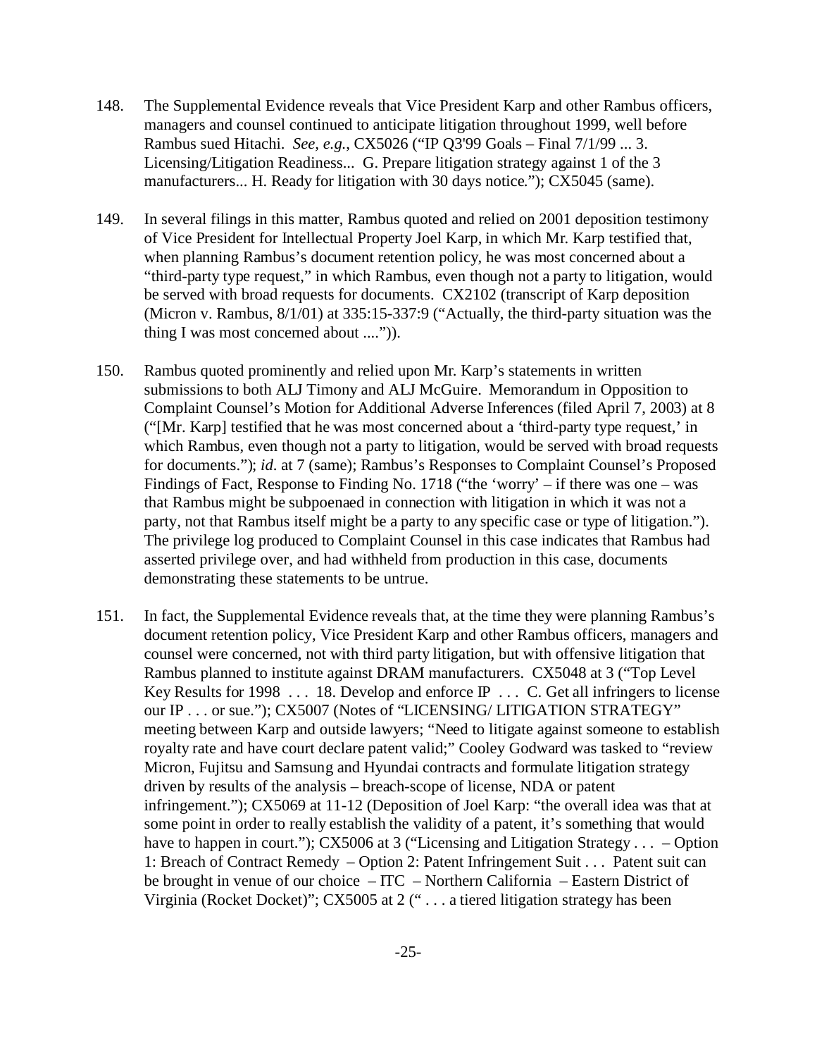148. The Supplemental Evidence reveals that Vice President Karp and other Rambus officers, managers and counsel continued to anticipate litigation throughout 1999, well before Rambus sued Hitachi. *See, e.g.*, CX5026 ("IP Q3'99 Goals – Final 7/1/99 ... 3. Licensing/Litigation Readiness... G. Prepare litigation strategy against 1 of the 3 manufacturers... H. Ready for litigation with 30 days notice."); CX5045 (same).

149. In several filings in this matter, Rambus quoted and relied on 2001 deposition testimony of Vice President for Intellectual Property Joel Karp, in which Mr. Karp testified that, when planning Rambus's document retention policy, he was most concerned about a "third-party type request," in which Rambus, even though not a party to litigation, would be served with broad requests for documents. CX2102 (transcript of Karp deposition (Micron v. Rambus, 8/1/01) at 335:15-337:9 ("Actually, the third-party situation was the thing I was most concerned about ....")).

150. Rambus quoted prominently and relied upon Mr. Karp's statements in written submissions to both ALJ Timony and ALJ McGuire. Memorandum in Opposition to Complaint Counsel's Motion for Additional Adverse Inferences (filed April 7, 2003) at 8 ("[Mr. Karp] testified that he was most concerned about a 'third-party type request,' in which Rambus, even though not a party to litigation, would be served with broad requests for documents."); *id*. at 7 (same); Rambus's Responses to Complaint Counsel's Proposed Findings of Fact, Response to Finding No. 1718 ("the 'worry' – if there was one – was that Rambus might be subpoenaed in connection with litigation in which it was not a party, not that Rambus itself might be a party to any specific case or type of litigation."). The privilege log produced to Complaint Counsel in this case indicates that Rambus had asserted privilege over, and had withheld from production in this case, documents demonstrating these statements to be untrue.

151. In fact, the Supplemental Evidence reveals that, at the time they were planning Rambus's document retention policy, Vice President Karp and other Rambus officers, managers and counsel were concerned, not with third party litigation, but with offensive litigation that Rambus planned to institute against DRAM manufacturers. CX5048 at 3 ("Top Level Key Results for 1998 . . . 18. Develop and enforce IP . . . C. Get all infringers to license our IP . . . or sue."); CX5007 (Notes of "LICENSING/ LITIGATION STRATEGY" meeting between Karp and outside lawyers; "Need to litigate against someone to establish royalty rate and have court declare patent valid;" Cooley Godward was tasked to "review Micron, Fujitsu and Samsung and Hyundai contracts and formulate litigation strategy driven by results of the analysis – breach-scope of license, NDA or patent infringement."); CX5069 at 11-12 (Deposition of Joel Karp: "the overall idea was that at some point in order to really establish the validity of a patent, it's something that would have to happen in court."); CX5006 at 3 ("Licensing and Litigation Strategy . . . – Option 1: Breach of Contract Remedy – Option 2: Patent Infringement Suit . . . Patent suit can be brought in venue of our choice – ITC – Northern California – Eastern District of Virginia (Rocket Docket)"; CX5005 at 2 (" . . . a tiered litigation strategy has been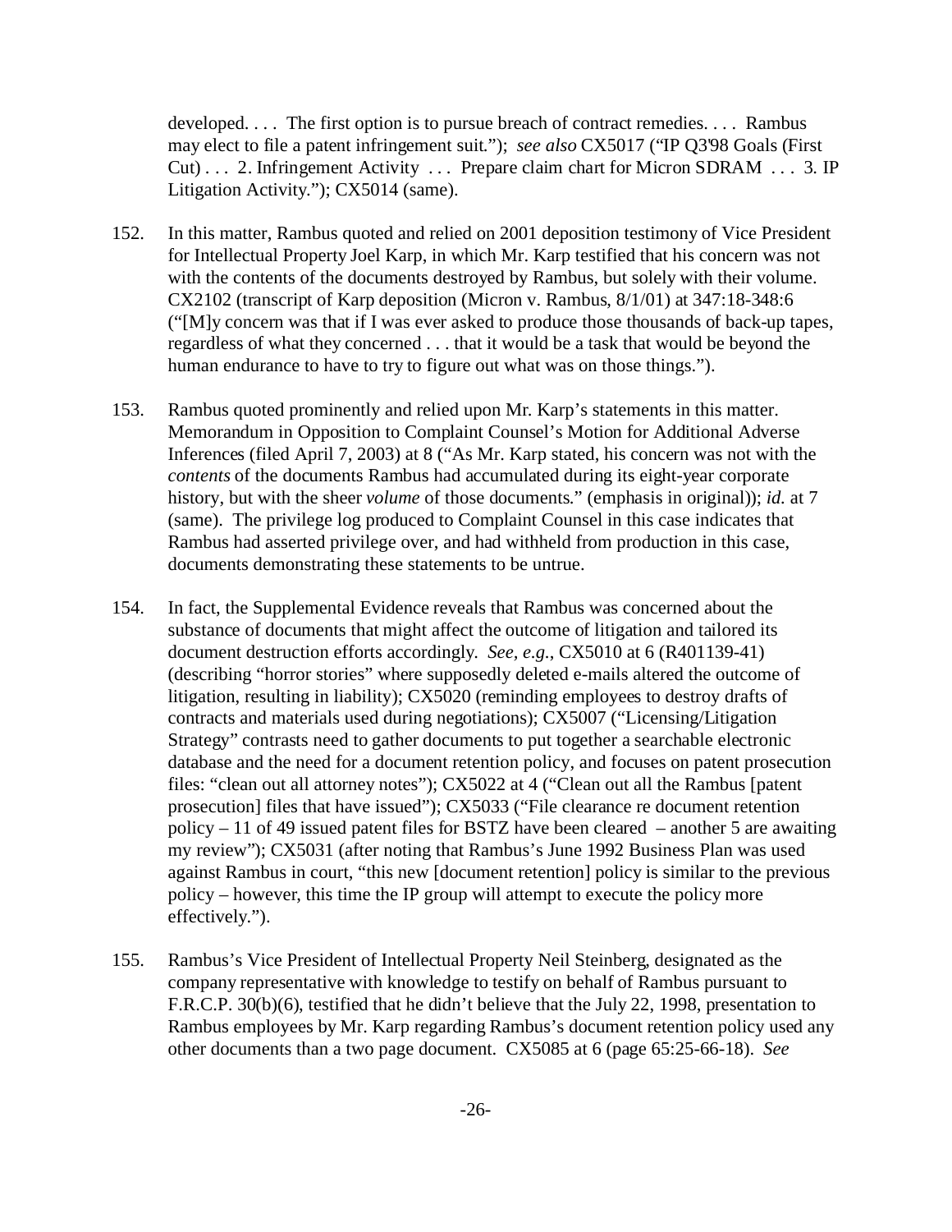developed. . . . The first option is to pursue breach of contract remedies. . . . Rambus may elect to file a patent infringement suit."); *see also* CX5017 ("IP Q3'98 Goals (First Cut) . . . 2. Infringement Activity . . . Prepare claim chart for Micron SDRAM . . . 3. IP Litigation Activity."); CX5014 (same).

152. In this matter, Rambus quoted and relied on 2001 deposition testimony of Vice President for Intellectual Property Joel Karp, in which Mr. Karp testified that his concern was not with the contents of the documents destroyed by Rambus, but solely with their volume. CX2102 (transcript of Karp deposition (Micron v. Rambus, 8/1/01) at 347:18-348:6 ("[M]y concern was that if I was ever asked to produce those thousands of back-up tapes, regardless of what they concerned . . . that it would be a task that would be beyond the human endurance to have to try to figure out what was on those things.").

153. Rambus quoted prominently and relied upon Mr. Karp's statements in this matter. Memorandum in Opposition to Complaint Counsel's Motion for Additional Adverse Inferences (filed April 7, 2003) at 8 ("As Mr. Karp stated, his concern was not with the *contents* of the documents Rambus had accumulated during its eight-year corporate history, but with the sheer *volume* of those documents." (emphasis in original)); *id.* at 7 (same). The privilege log produced to Complaint Counsel in this case indicates that Rambus had asserted privilege over, and had withheld from production in this case, documents demonstrating these statements to be untrue.

154. In fact, the Supplemental Evidence reveals that Rambus was concerned about the substance of documents that might affect the outcome of litigation and tailored its document destruction efforts accordingly. *See, e.g.*, CX5010 at 6 (R401139-41) (describing "horror stories" where supposedly deleted e-mails altered the outcome of litigation, resulting in liability); CX5020 (reminding employees to destroy drafts of contracts and materials used during negotiations); CX5007 ("Licensing/Litigation Strategy" contrasts need to gather documents to put together a searchable electronic database and the need for a document retention policy, and focuses on patent prosecution files: "clean out all attorney notes"); CX5022 at 4 ("Clean out all the Rambus [patent prosecution] files that have issued"); CX5033 ("File clearance re document retention policy – 11 of 49 issued patent files for BSTZ have been cleared – another 5 are awaiting my review"); CX5031 (after noting that Rambus's June 1992 Business Plan was used against Rambus in court, "this new [document retention] policy is similar to the previous policy – however, this time the IP group will attempt to execute the policy more effectively.").

155. Rambus's Vice President of Intellectual Property Neil Steinberg, designated as the company representative with knowledge to testify on behalf of Rambus pursuant to F.R.C.P. 30(b)(6), testified that he didn't believe that the July 22, 1998, presentation to Rambus employees by Mr. Karp regarding Rambus's document retention policy used any other documents than a two page document. CX5085 at 6 (page 65:25-66-18). *See*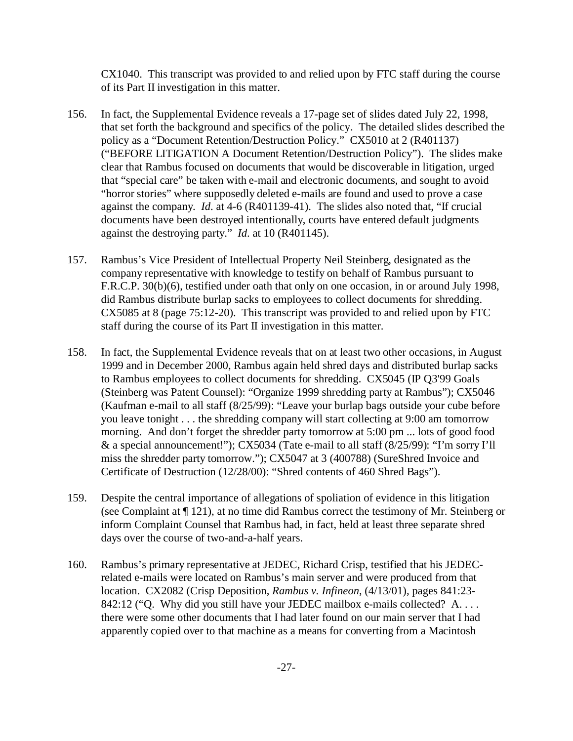CX1040. This transcript was provided to and relied upon by FTC staff during the course of its Part II investigation in this matter.

156. In fact, the Supplemental Evidence reveals a 17-page set of slides dated July 22, 1998, that set forth the background and specifics of the policy. The detailed slides described the policy as a "Document Retention/Destruction Policy." CX5010 at 2 (R401137) ("BEFORE LITIGATION A Document Retention/Destruction Policy"). The slides make clear that Rambus focused on documents that would be discoverable in litigation, urged that "special care" be taken with e-mail and electronic documents, and sought to avoid "horror stories" where supposedly deleted e-mails are found and used to prove a case against the company. *Id*. at 4-6 (R401139-41). The slides also noted that, "If crucial documents have been destroyed intentionally, courts have entered default judgments against the destroying party." *Id*. at 10 (R401145).

157. Rambus's Vice President of Intellectual Property Neil Steinberg, designated as the company representative with knowledge to testify on behalf of Rambus pursuant to F.R.C.P. 30(b)(6), testified under oath that only on one occasion, in or around July 1998, did Rambus distribute burlap sacks to employees to collect documents for shredding. CX5085 at 8 (page 75:12-20). This transcript was provided to and relied upon by FTC staff during the course of its Part II investigation in this matter.

158. In fact, the Supplemental Evidence reveals that on at least two other occasions, in August 1999 and in December 2000, Rambus again held shred days and distributed burlap sacks to Rambus employees to collect documents for shredding. CX5045 (IP Q3'99 Goals (Steinberg was Patent Counsel): "Organize 1999 shredding party at Rambus"); CX5046 (Kaufman e-mail to all staff (8/25/99): "Leave your burlap bags outside your cube before you leave tonight . . . the shredding company will start collecting at 9:00 am tomorrow morning. And don't forget the shredder party tomorrow at 5:00 pm ... lots of good food & a special announcement!"); CX5034 (Tate e-mail to all staff (8/25/99): "I'm sorry I'll miss the shredder party tomorrow."); CX5047 at 3 (400788) (SureShred Invoice and Certificate of Destruction (12/28/00): "Shred contents of 460 Shred Bags").

159. Despite the central importance of allegations of spoliation of evidence in this litigation (see Complaint at ¶ 121), at no time did Rambus correct the testimony of Mr. Steinberg or inform Complaint Counsel that Rambus had, in fact, held at least three separate shred days over the course of two-and-a-half years.

160. Rambus's primary representative at JEDEC, Richard Crisp, testified that his JEDEC-related e-mails were located on Rambus's main server and were produced from that location. CX2082 (Crisp Deposition, *Rambus v. Infineon*, (4/13/01), pages 841:23-842:12 ("Q. Why did you still have your JEDEC mailbox e-mails collected? A. . . . there were some other documents that I had later found on our main server that I had apparently copied over to that machine as a means for converting from a Macintosh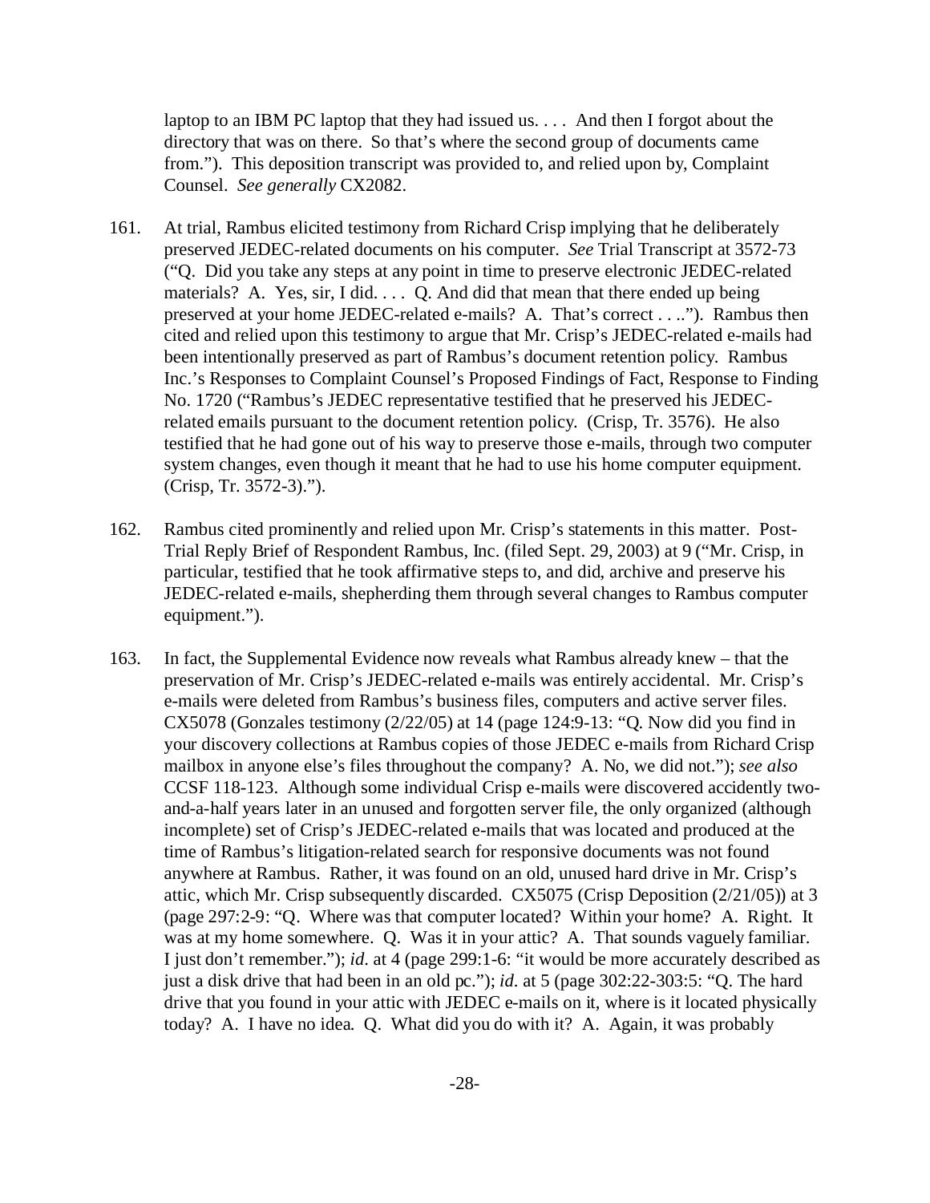laptop to an IBM PC laptop that they had issued us. . . . And then I forgot about the directory that was on there. So that's where the second group of documents came from."). This deposition transcript was provided to, and relied upon by, Complaint Counsel. *See generally* CX2082.

161. At trial, Rambus elicited testimony from Richard Crisp implying that he deliberately preserved JEDEC-related documents on his computer. *See* Trial Transcript at 3572-73 ("Q. Did you take any steps at any point in time to preserve electronic JEDEC-related materials? A. Yes, sir, I did. . . . Q. And did that mean that there ended up being preserved at your home JEDEC-related e-mails? A. That's correct . . .."). Rambus then cited and relied upon this testimony to argue that Mr. Crisp's JEDEC-related e-mails had been intentionally preserved as part of Rambus's document retention policy. Rambus Inc.'s Responses to Complaint Counsel's Proposed Findings of Fact, Response to Finding No. 1720 ("Rambus's JEDEC representative testified that he preserved his JEDEC-related emails pursuant to the document retention policy. (Crisp, Tr. 3576). He also testified that he had gone out of his way to preserve those e-mails, through two computer system changes, even though it meant that he had to use his home computer equipment. (Crisp, Tr. 3572-3).").

162. Rambus cited prominently and relied upon Mr. Crisp's statements in this matter. Post-Trial Reply Brief of Respondent Rambus, Inc. (filed Sept. 29, 2003) at 9 ("Mr. Crisp, in particular, testified that he took affirmative steps to, and did, archive and preserve his JEDEC-related e-mails, shepherding them through several changes to Rambus computer equipment.").

163. In fact, the Supplemental Evidence now reveals what Rambus already knew – that the preservation of Mr. Crisp's JEDEC-related e-mails was entirely accidental. Mr. Crisp's e-mails were deleted from Rambus's business files, computers and active server files. CX5078 (Gonzales testimony (2/22/05) at 14 (page 124:9-13: "Q. Now did you find in your discovery collections at Rambus copies of those JEDEC e-mails from Richard Crisp mailbox in anyone else's files throughout the company? A. No, we did not."); *see also* CCSF 118-123. Although some individual Crisp e-mails were discovered accidently two-and-a-half years later in an unused and forgotten server file, the only organized (although incomplete) set of Crisp's JEDEC-related e-mails that was located and produced at the time of Rambus's litigation-related search for responsive documents was not found anywhere at Rambus. Rather, it was found on an old, unused hard drive in Mr. Crisp's attic, which Mr. Crisp subsequently discarded. CX5075 (Crisp Deposition (2/21/05)) at 3 (page 297:2-9: "Q. Where was that computer located? Within your home? A. Right. It was at my home somewhere. Q. Was it in your attic? A. That sounds vaguely familiar. I just don't remember."); *id*. at 4 (page 299:1-6: "it would be more accurately described as just a disk drive that had been in an old pc."); *id*. at 5 (page 302:22-303:5: "Q. The hard drive that you found in your attic with JEDEC e-mails on it, where is it located physically today? A. I have no idea. Q. What did you do with it? A. Again, it was probably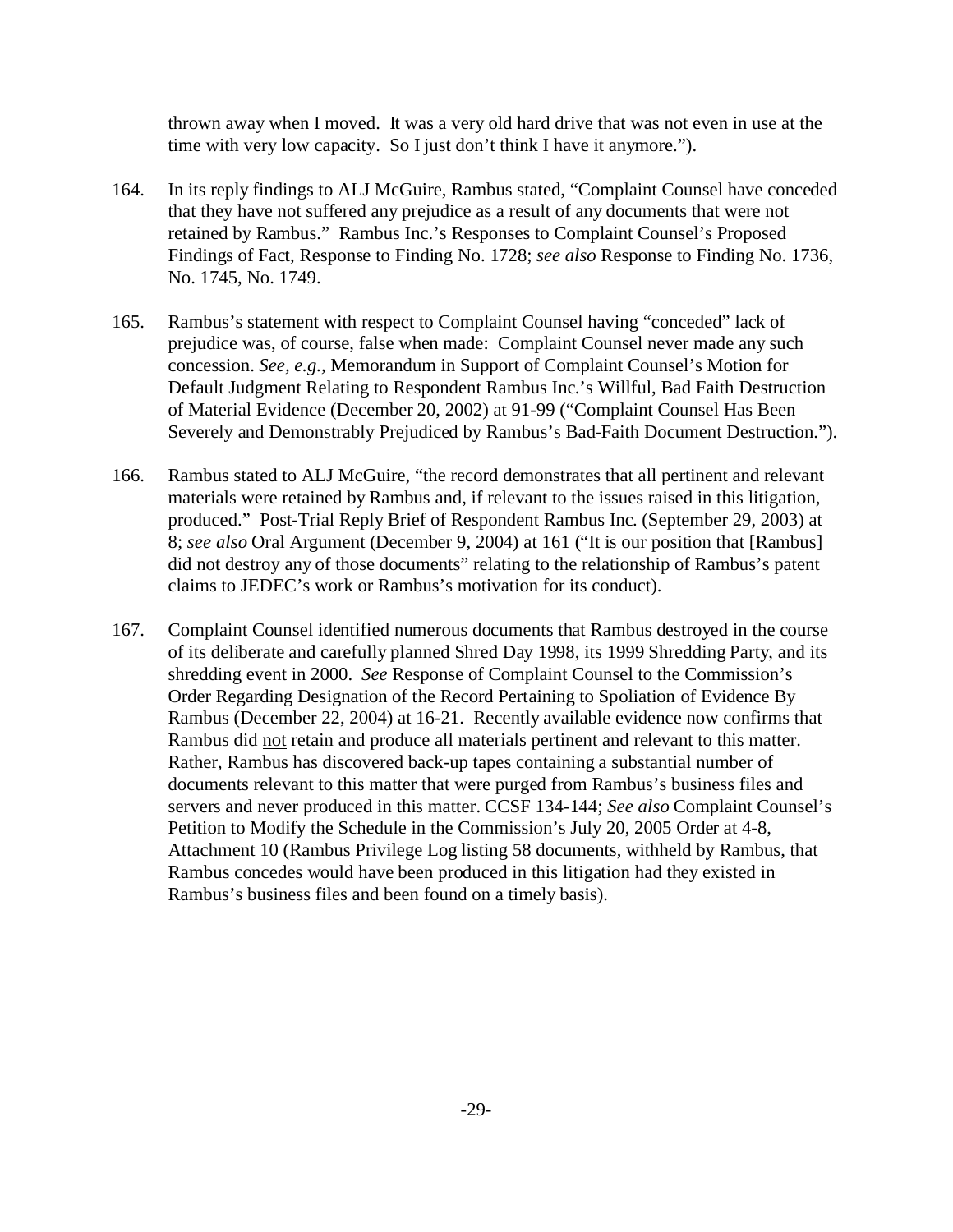thrown away when I moved. It was a very old hard drive that was not even in use at the time with very low capacity. So I just don't think I have it anymore.").

164. In its reply findings to ALJ McGuire, Rambus stated, "Complaint Counsel have conceded that they have not suffered any prejudice as a result of any documents that were not retained by Rambus." Rambus Inc.'s Responses to Complaint Counsel's Proposed Findings of Fact, Response to Finding No. 1728; *see also* Response to Finding No. 1736, No. 1745, No. 1749.

165. Rambus's statement with respect to Complaint Counsel having "conceded" lack of prejudice was, of course, false when made: Complaint Counsel never made any such concession. *See, e.g.*, Memorandum in Support of Complaint Counsel's Motion for Default Judgment Relating to Respondent Rambus Inc.'s Willful, Bad Faith Destruction of Material Evidence (December 20, 2002) at 91-99 ("Complaint Counsel Has Been Severely and Demonstrably Prejudiced by Rambus's Bad-Faith Document Destruction.").

166. Rambus stated to ALJ McGuire, "the record demonstrates that all pertinent and relevant materials were retained by Rambus and, if relevant to the issues raised in this litigation, produced." Post-Trial Reply Brief of Respondent Rambus Inc. (September 29, 2003) at 8; *see also* Oral Argument (December 9, 2004) at 161 ("It is our position that [Rambus] did not destroy any of those documents" relating to the relationship of Rambus's patent claims to JEDEC's work or Rambus's motivation for its conduct).

167. Complaint Counsel identified numerous documents that Rambus destroyed in the course of its deliberate and carefully planned Shred Day 1998, its 1999 Shredding Party, and its shredding event in 2000. *See* Response of Complaint Counsel to the Commission's Order Regarding Designation of the Record Pertaining to Spoliation of Evidence By Rambus (December 22, 2004) at 16-21. Recently available evidence now confirms that Rambus did <u>not</u> retain and produce all materials pertinent and relevant to this matter. Rather, Rambus has discovered back-up tapes containing a substantial number of documents relevant to this matter that were purged from Rambus's business files and servers and never produced in this matter. CCSF 134-144; *See also* Complaint Counsel's Petition to Modify the Schedule in the Commission's July 20, 2005 Order at 4-8, Attachment 10 (Rambus Privilege Log listing 58 documents, withheld by Rambus, that Rambus concedes would have been produced in this litigation had they existed in Rambus's business files and been found on a timely basis).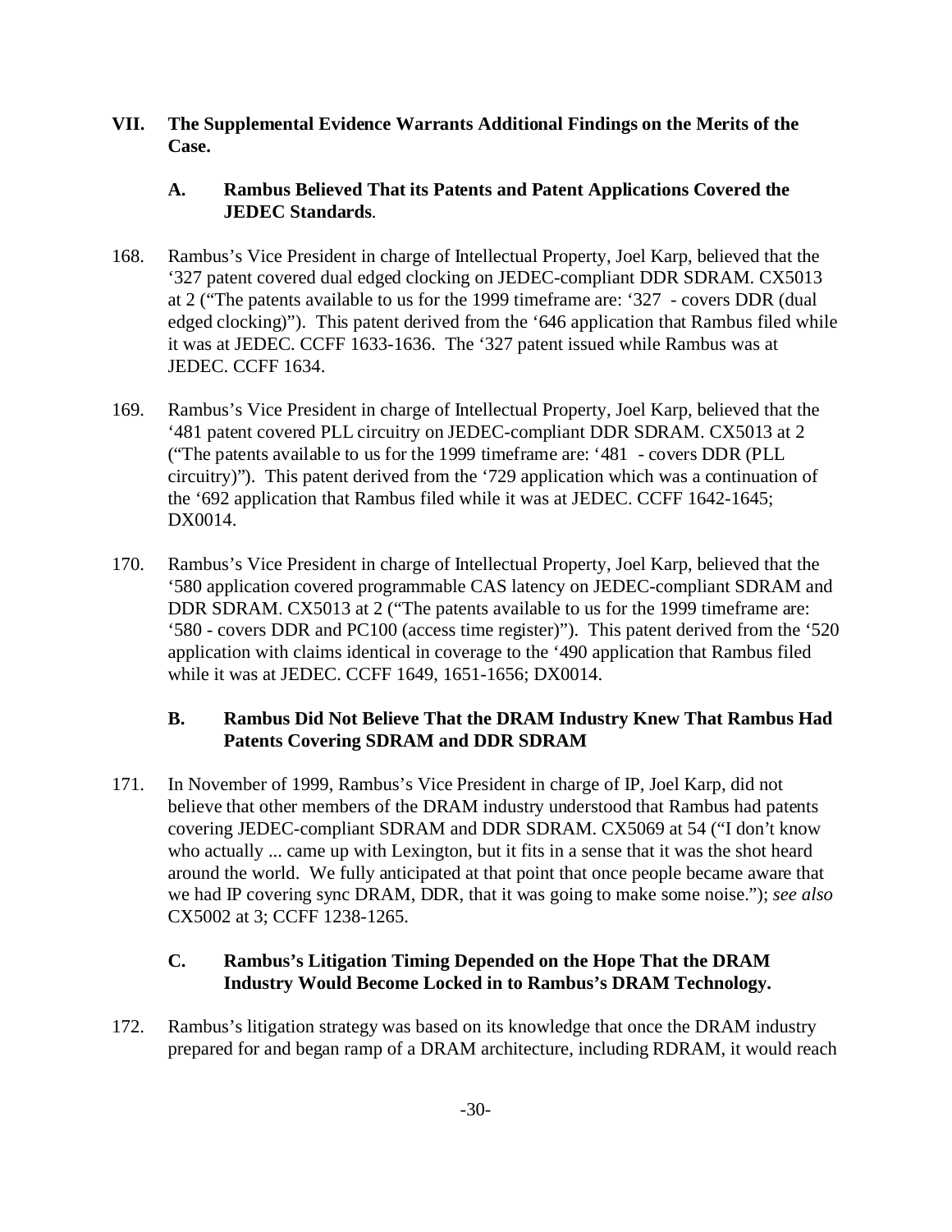## VII. The Supplemental Evidence Warrants Additional Findings on the Merits of the Case.

### A. Rambus Believed That its Patents and Patent Applications Covered the JEDEC Standards.

168. Rambus's Vice President in charge of Intellectual Property, Joel Karp, believed that the '327 patent covered dual edged clocking on JEDEC-compliant DDR SDRAM. CX5013 at 2 ("The patents available to us for the 1999 timeframe are: '327 - covers DDR (dual edged clocking)"). This patent derived from the '646 application that Rambus filed while it was at JEDEC. CCFF 1633-1636. The '327 patent issued while Rambus was at JEDEC. CCFF 1634.

169. Rambus's Vice President in charge of Intellectual Property, Joel Karp, believed that the '481 patent covered PLL circuitry on JEDEC-compliant DDR SDRAM. CX5013 at 2 ("The patents available to us for the 1999 timeframe are: '481 - covers DDR (PLL circuitry)"). This patent derived from the '729 application which was a continuation of the '692 application that Rambus filed while it was at JEDEC. CCFF 1642-1645; DX0014.

170. Rambus's Vice President in charge of Intellectual Property, Joel Karp, believed that the '580 application covered programmable CAS latency on JEDEC-compliant SDRAM and DDR SDRAM. CX5013 at 2 ("The patents available to us for the 1999 timeframe are: '580 - covers DDR and PC100 (access time register)"). This patent derived from the '520 application with claims identical in coverage to the '490 application that Rambus filed while it was at JEDEC. CCFF 1649, 1651-1656; DX0014.

### B. Rambus Did Not Believe That the DRAM Industry Knew That Rambus Had Patents Covering SDRAM and DDR SDRAM

171. In November of 1999, Rambus's Vice President in charge of IP, Joel Karp, did not believe that other members of the DRAM industry understood that Rambus had patents covering JEDEC-compliant SDRAM and DDR SDRAM. CX5069 at 54 ("I don't know who actually ... came up with Lexington, but it fits in a sense that it was the shot heard around the world. We fully anticipated at that point that once people became aware that we had IP covering sync DRAM, DDR, that it was going to make some noise."); *see also* CX5002 at 3; CCFF 1238-1265.

### C. Rambus's Litigation Timing Depended on the Hope That the DRAM Industry Would Become Locked in to Rambus's DRAM Technology.

172. Rambus's litigation strategy was based on its knowledge that once the DRAM industry prepared for and began ramp of a DRAM architecture, including RDRAM, it would reach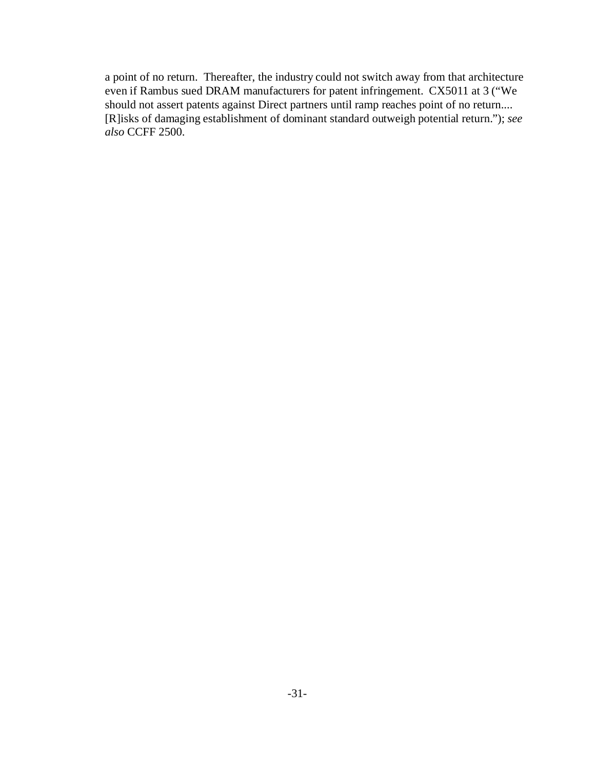a point of no return. Thereafter, the industry could not switch away from that architecture even if Rambus sued DRAM manufacturers for patent infringement. CX5011 at 3 ("We should not assert patents against Direct partners until ramp reaches point of no return.... [R]isks of damaging establishment of dominant standard outweigh potential return."); *see also* CCFF 2500.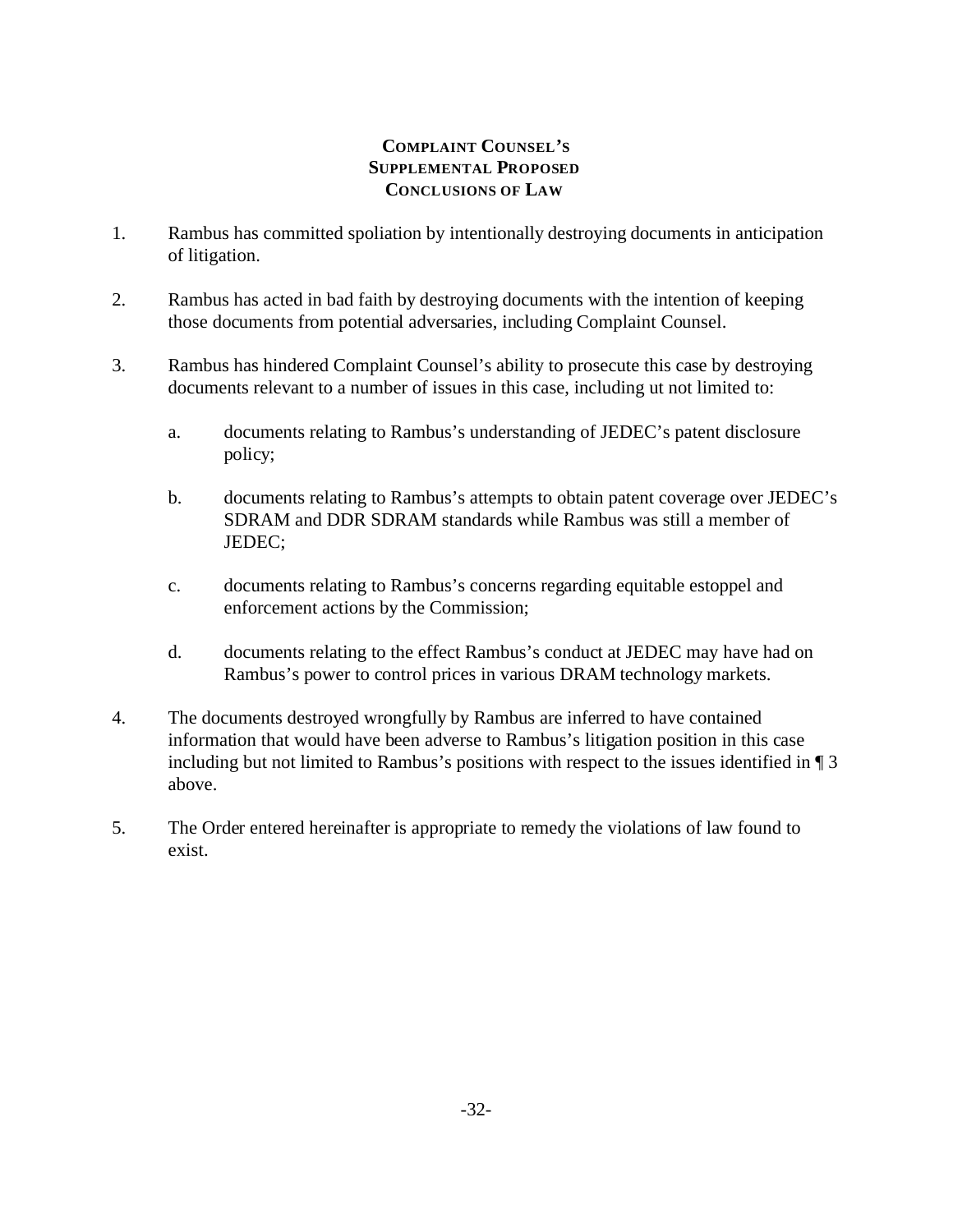# COMPLAINT COUNSEL'S SUPPLEMENTAL PROPOSED CONCLUSIONS OF LAW

1. Rambus has committed spoliation by intentionally destroying documents in anticipation of litigation.

2. Rambus has acted in bad faith by destroying documents with the intention of keeping those documents from potential adversaries, including Complaint Counsel.

3. Rambus has hindered Complaint Counsel's ability to prosecute this case by destroying documents relevant to a number of issues in this case, including ut not limited to:

   a. documents relating to Rambus's understanding of JEDEC's patent disclosure policy;

   b. documents relating to Rambus's attempts to obtain patent coverage over JEDEC's SDRAM and DDR SDRAM standards while Rambus was still a member of JEDEC;

   c. documents relating to Rambus's concerns regarding equitable estoppel and enforcement actions by the Commission;

   d. documents relating to the effect Rambus's conduct at JEDEC may have had on Rambus's power to control prices in various DRAM technology markets.

4. The documents destroyed wrongfully by Rambus are inferred to have contained information that would have been adverse to Rambus's litigation position in this case including but not limited to Rambus's positions with respect to the issues identified in ¶ 3 above.

5. The Order entered hereinafter is appropriate to remedy the violations of law found to exist.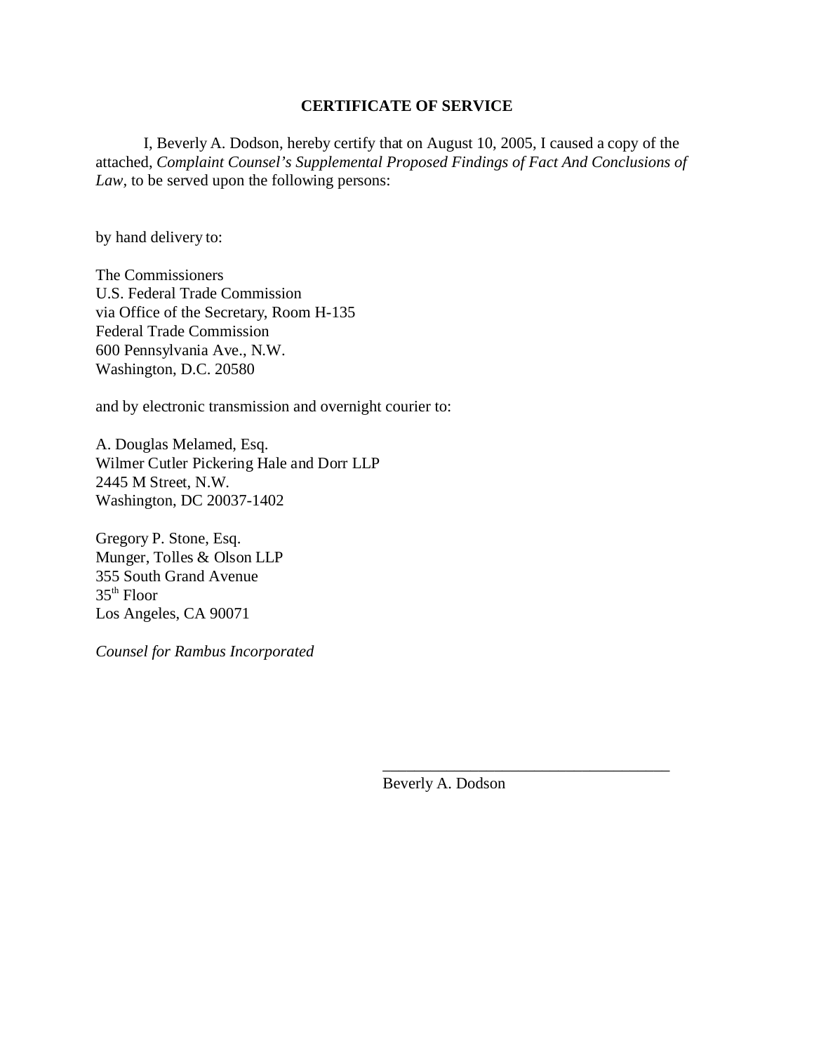## CERTIFICATE OF SERVICE

I, Beverly A. Dodson, hereby certify that on August 10, 2005, I caused a copy of the attached, *Complaint Counsel's Supplemental Proposed Findings of Fact And Conclusions of Law*, to be served upon the following persons:

by hand delivery to:

The Commissioners
U.S. Federal Trade Commission
via Office of the Secretary, Room H-135
Federal Trade Commission
600 Pennsylvania Ave., N.W.
Washington, D.C. 20580

and by electronic transmission and overnight courier to:

A. Douglas Melamed, Esq.
Wilmer Cutler Pickering Hale and Dorr LLP
2445 M Street, N.W.
Washington, DC 20037-1402

Gregory P. Stone, Esq.
Munger, Tolles & Olson LLP
355 South Grand Avenue
35th Floor
Los Angeles, CA 90071

*Counsel for Rambus Incorporated*

\_\_\_\_\_\_\_\_\_\_\_\_\_\_\_\_\_\_\_\_\_\_\_\_\_\_\_\_\_\_\_\_\_\_\_\_\_
Beverly A. Dodson